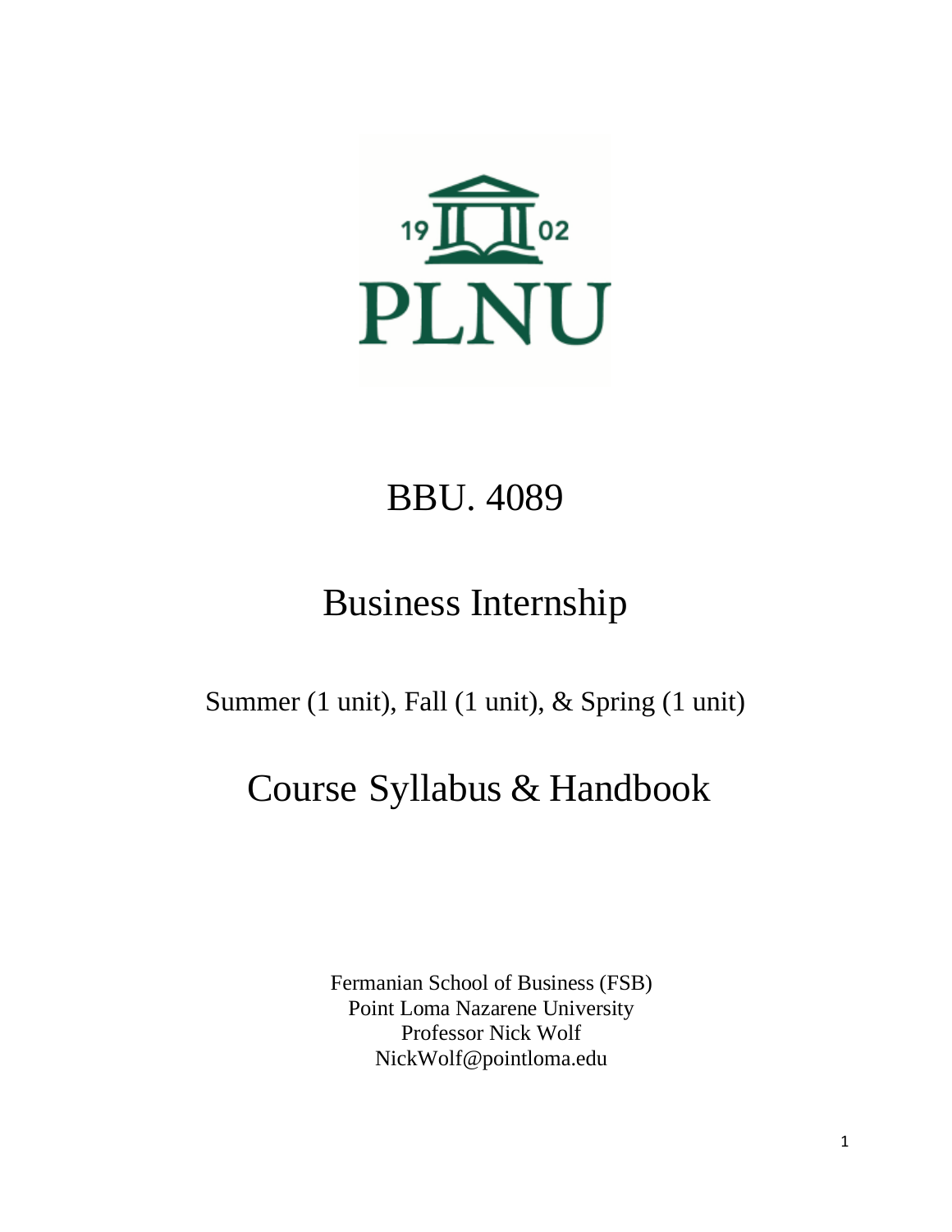19 02

PLNU

# BBU. 4089

# Business Internship

Summer (1 unit), Fall (1 unit), & Spring (1 unit)

# Course Syllabus & Handbook

Fermanian School of Business (FSB)
Point Loma Nazarene University
Professor Nick Wolf
NickWolf@pointloma.edu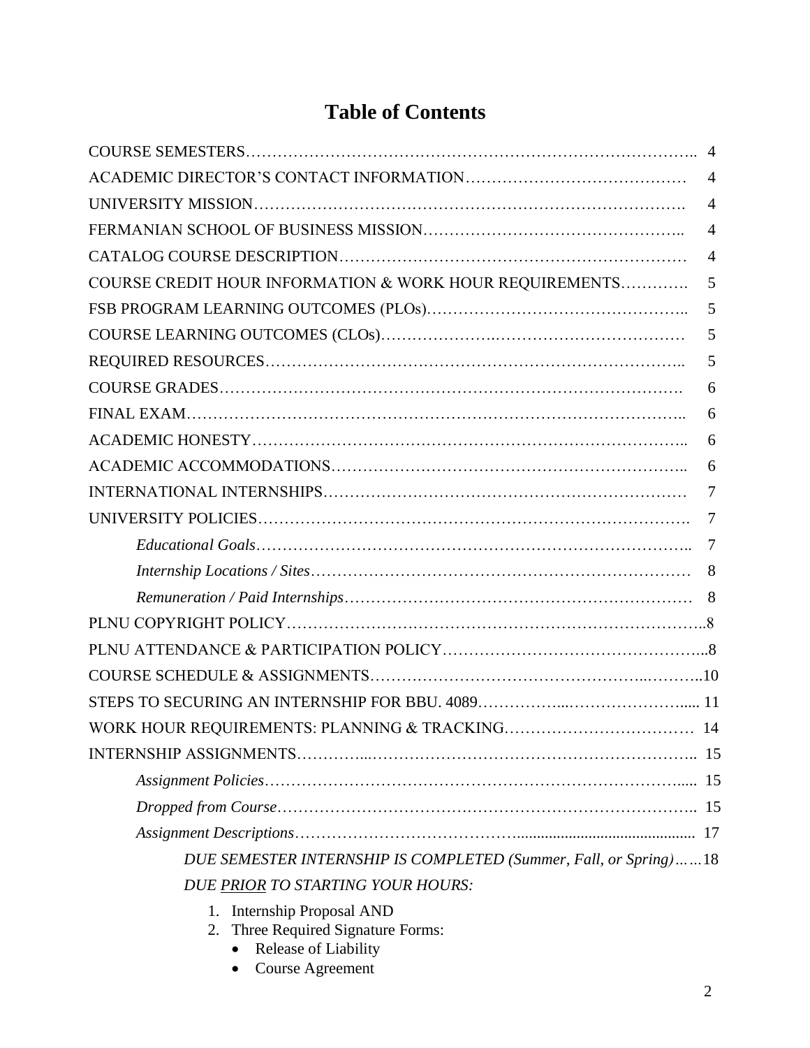# Table of Contents

COURSE SEMESTERS………………………………………………………………………….. 4

ACADEMIC DIRECTOR'S CONTACT INFORMATION…………………………………… 4

UNIVERSITY MISSION………………………………………………………………………. 4

FERMANIAN SCHOOL OF BUSINESS MISSION……………………………………….. 4

CATALOG COURSE DESCRIPTION……………………………………………………… 4

COURSE CREDIT HOUR INFORMATION & WORK HOUR REQUIREMENTS…………. 5

FSB PROGRAM LEARNING OUTCOMES (PLOs)……………………………………….. 5

COURSE LEARNING OUTCOMES (CLOs)………………………………………………… 5

REQUIRED RESOURCES………………………………………………………………….. 5

COURSE GRADES…………………………………………………………………………. 6

FINAL EXAM……………………………………………………………………………….. 6

ACADEMIC HONESTY…………………………………………………………………….. 6

ACADEMIC ACCOMMODATIONS……………………………………………………….. 6

INTERNATIONAL INTERNSHIPS………………………………………………………… 7

UNIVERSITY POLICIES……………………………………………………………………. 7

*Educational Goals*………………………………………………………………….. 7

*Internship Locations / Sites*………………………………………………………… 8

*Remuneration / Paid Internships*…………………………………………………… 8

PLNU COPYRIGHT POLICY…………………………………………………………………..8

PLNU ATTENDANCE & PARTICIPATION POLICY………………………………………...8

COURSE SCHEDULE & ASSIGNMENTS……………………………………………..………..10

STEPS TO SECURING AN INTERNSHIP FOR BBU. 4089………………...………………….... 11

WORK HOUR REQUIREMENTS: PLANNING & TRACKING…………………………… 14

INTERNSHIP ASSIGNMENTS…………...………………………………………………….. 15

*Assignment Policies*…………………………………………………………………..... 15

*Dropped from Course*…………………………………………………………………….. 15

*Assignment Descriptions*………………………………….......................................... 17

*DUE SEMESTER INTERNSHIP IS COMPLETED (Summer, Fall, or Spring)*……18

*DUE PRIOR TO STARTING YOUR HOURS:*

1. Internship Proposal AND
2. Three Required Signature Forms:
   - Release of Liability
   - Course Agreement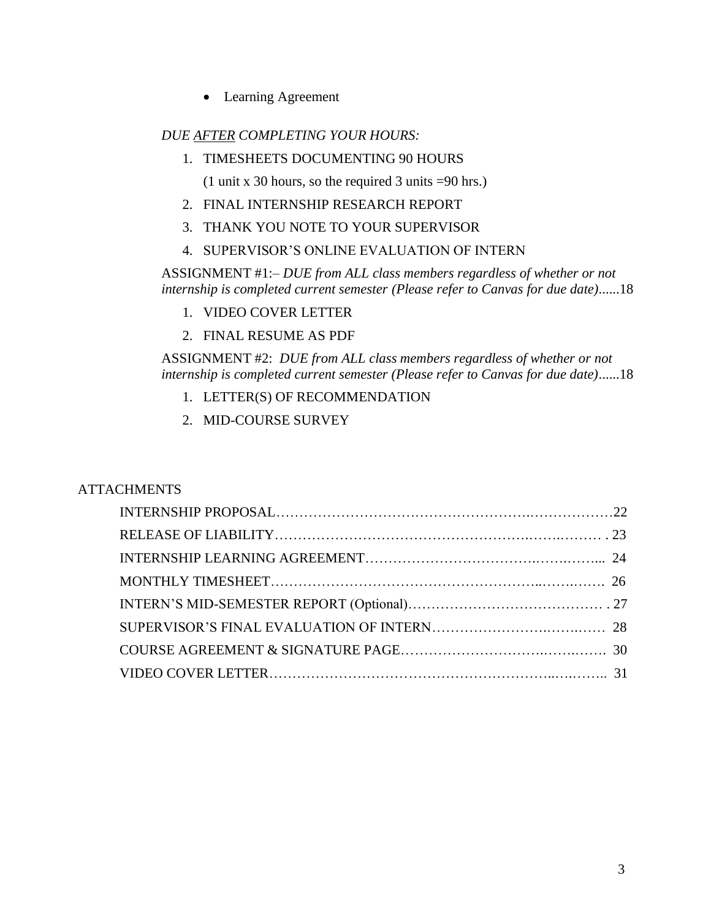- Learning Agreement

*DUE <u>AFTER</u> COMPLETING YOUR HOURS:*

1. TIMESHEETS DOCUMENTING 90 HOURS

   (1 unit x 30 hours, so the required 3 units =90 hrs.)

2. FINAL INTERNSHIP RESEARCH REPORT
3. THANK YOU NOTE TO YOUR SUPERVISOR
4. SUPERVISOR'S ONLINE EVALUATION OF INTERN

ASSIGNMENT #1:– *DUE from ALL class members regardless of whether or not internship is completed current semester (Please refer to Canvas for due date)*......18

1. VIDEO COVER LETTER
2. FINAL RESUME AS PDF

ASSIGNMENT #2: *DUE from ALL class members regardless of whether or not internship is completed current semester (Please refer to Canvas for due date)*......18

1. LETTER(S) OF RECOMMENDATION
2. MID-COURSE SURVEY

ATTACHMENTS

INTERNSHIP PROPOSAL……………………………………………….………………22

RELEASE OF LIABILITY………………………………………………….…….……… . 23

INTERNSHIP LEARNING AGREEMENT……………………………….…….……... 24

MONTHLY TIMESHEET…………………………………………………..…….…… 26

INTERN'S MID-SEMESTER REPORT (Optional)…………………………………… . 27

SUPERVISOR'S FINAL EVALUATION OF INTERN…………………….…….…… 28

COURSE AGREEMENT & SIGNATURE PAGE……………………….…….……. 30

VIDEO COVER LETTER…………………………………………………..….…….. 31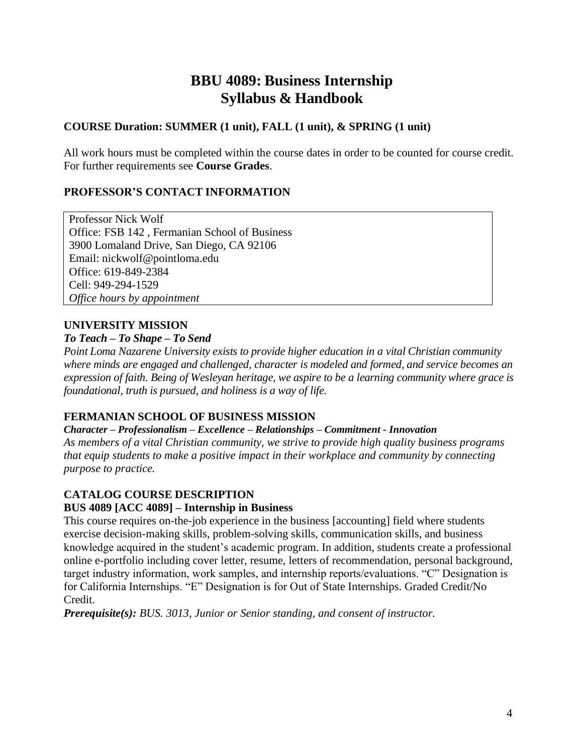# BBU 4089: Business Internship
# Syllabus & Handbook

**COURSE Duration: SUMMER (1 unit), FALL (1 unit), & SPRING (1 unit)**

All work hours must be completed within the course dates in order to be counted for course credit. For further requirements see **Course Grades**.

**PROFESSOR'S CONTACT INFORMATION**

Professor Nick Wolf
Office: FSB 142 , Fermanian School of Business
3900 Lomaland Drive, San Diego, CA 92106
Email: nickwolf@pointloma.edu
Office: 619-849-2384
Cell: 949-294-1529
*Office hours by appointment*

**UNIVERSITY MISSION**

***To Teach – To Shape – To Send***

*Point Loma Nazarene University exists to provide higher education in a vital Christian community where minds are engaged and challenged, character is modeled and formed, and service becomes an expression of faith. Being of Wesleyan heritage, we aspire to be a learning community where grace is foundational, truth is pursued, and holiness is a way of life.*

**FERMANIAN SCHOOL OF BUSINESS MISSION**

***Character – Professionalism – Excellence – Relationships – Commitment - Innovation***

*As members of a vital Christian community, we strive to provide high quality business programs that equip students to make a positive impact in their workplace and community by connecting purpose to practice.*

**CATALOG COURSE DESCRIPTION**

**BUS 4089 [ACC 4089] – Internship in Business**

This course requires on-the-job experience in the business [accounting] field where students exercise decision-making skills, problem-solving skills, communication skills, and business knowledge acquired in the student's academic program. In addition, students create a professional online e-portfolio including cover letter, resume, letters of recommendation, personal background, target industry information, work samples, and internship reports/evaluations. "C" Designation is for California Internships. "E" Designation is for Out of State Internships. Graded Credit/No Credit.

***Prerequisite(s):*** *BUS. 3013, Junior or Senior standing, and consent of instructor.*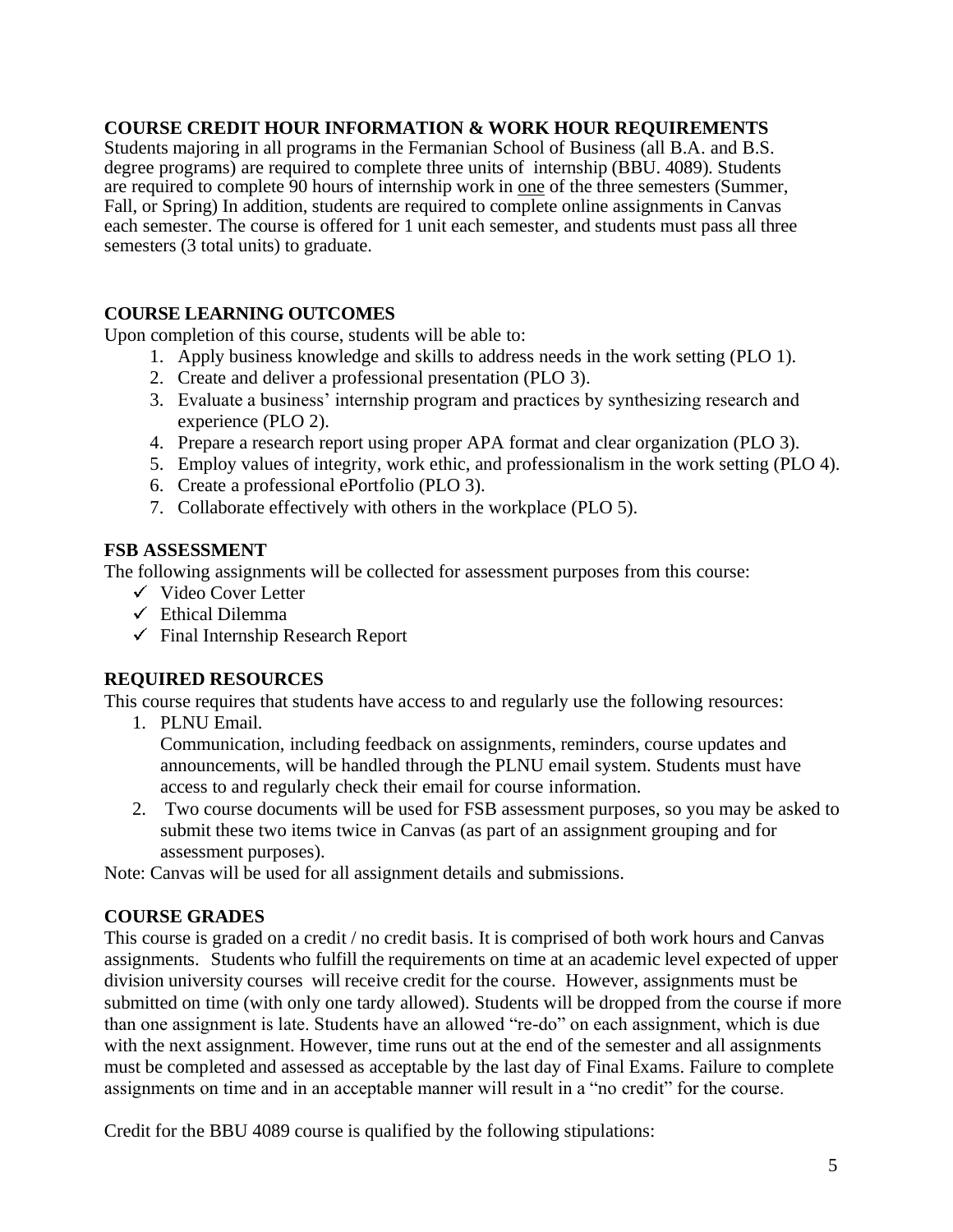**COURSE CREDIT HOUR INFORMATION & WORK HOUR REQUIREMENTS**

Students majoring in all programs in the Fermanian School of Business (all B.A. and B.S. degree programs) are required to complete three units of internship (BBU. 4089). Students are required to complete 90 hours of internship work in one of the three semesters (Summer, Fall, or Spring) In addition, students are required to complete online assignments in Canvas each semester. The course is offered for 1 unit each semester, and students must pass all three semesters (3 total units) to graduate.

**COURSE LEARNING OUTCOMES**

Upon completion of this course, students will be able to:

1. Apply business knowledge and skills to address needs in the work setting (PLO 1).
2. Create and deliver a professional presentation (PLO 3).
3. Evaluate a business' internship program and practices by synthesizing research and experience (PLO 2).
4. Prepare a research report using proper APA format and clear organization (PLO 3).
5. Employ values of integrity, work ethic, and professionalism in the work setting (PLO 4).
6. Create a professional ePortfolio (PLO 3).
7. Collaborate effectively with others in the workplace (PLO 5).

**FSB ASSESSMENT**

The following assignments will be collected for assessment purposes from this course:

- ✓ Video Cover Letter
- ✓ Ethical Dilemma
- ✓ Final Internship Research Report

**REQUIRED RESOURCES**

This course requires that students have access to and regularly use the following resources:

1. PLNU Email.
   Communication, including feedback on assignments, reminders, course updates and announcements, will be handled through the PLNU email system. Students must have access to and regularly check their email for course information.
2. Two course documents will be used for FSB assessment purposes, so you may be asked to submit these two items twice in Canvas (as part of an assignment grouping and for assessment purposes).

Note: Canvas will be used for all assignment details and submissions.

**COURSE GRADES**

This course is graded on a credit / no credit basis. It is comprised of both work hours and Canvas assignments. Students who fulfill the requirements on time at an academic level expected of upper division university courses will receive credit for the course. However, assignments must be submitted on time (with only one tardy allowed). Students will be dropped from the course if more than one assignment is late. Students have an allowed "re-do" on each assignment, which is due with the next assignment. However, time runs out at the end of the semester and all assignments must be completed and assessed as acceptable by the last day of Final Exams. Failure to complete assignments on time and in an acceptable manner will result in a "no credit" for the course.

Credit for the BBU 4089 course is qualified by the following stipulations: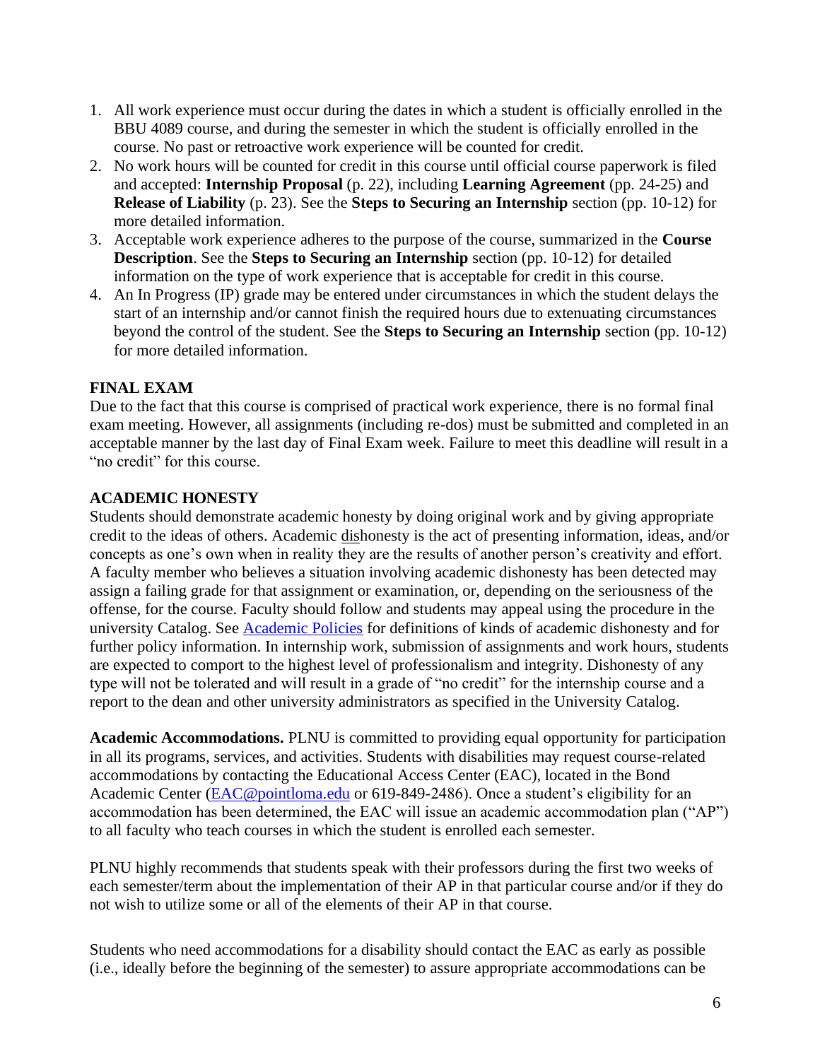1. All work experience must occur during the dates in which a student is officially enrolled in the BBU 4089 course, and during the semester in which the student is officially enrolled in the course. No past or retroactive work experience will be counted for credit.
2. No work hours will be counted for credit in this course until official course paperwork is filed and accepted: **Internship Proposal** (p. 22), including **Learning Agreement** (pp. 24-25) and **Release of Liability** (p. 23). See the **Steps to Securing an Internship** section (pp. 10-12) for more detailed information.
3. Acceptable work experience adheres to the purpose of the course, summarized in the **Course Description**. See the **Steps to Securing an Internship** section (pp. 10-12) for detailed information on the type of work experience that is acceptable for credit in this course.
4. An In Progress (IP) grade may be entered under circumstances in which the student delays the start of an internship and/or cannot finish the required hours due to extenuating circumstances beyond the control of the student. See the **Steps to Securing an Internship** section (pp. 10-12) for more detailed information.

**FINAL EXAM**

Due to the fact that this course is comprised of practical work experience, there is no formal final exam meeting. However, all assignments (including re-dos) must be submitted and completed in an acceptable manner by the last day of Final Exam week. Failure to meet this deadline will result in a "no credit" for this course.

**ACADEMIC HONESTY**

Students should demonstrate academic honesty by doing original work and by giving appropriate credit to the ideas of others. Academic dishonesty is the act of presenting information, ideas, and/or concepts as one's own when in reality they are the results of another person's creativity and effort. A faculty member who believes a situation involving academic dishonesty has been detected may assign a failing grade for that assignment or examination, or, depending on the seriousness of the offense, for the course. Faculty should follow and students may appeal using the procedure in the university Catalog. See [Academic Policies](Academic Policies) for definitions of kinds of academic dishonesty and for further policy information. In internship work, submission of assignments and work hours, students are expected to comport to the highest level of professionalism and integrity. Dishonesty of any type will not be tolerated and will result in a grade of "no credit" for the internship course and a report to the dean and other university administrators as specified in the University Catalog.

**Academic Accommodations.** PLNU is committed to providing equal opportunity for participation in all its programs, services, and activities. Students with disabilities may request course-related accommodations by contacting the Educational Access Center (EAC), located in the Bond Academic Center (EAC@pointloma.edu or 619-849-2486). Once a student's eligibility for an accommodation has been determined, the EAC will issue an academic accommodation plan ("AP") to all faculty who teach courses in which the student is enrolled each semester.

PLNU highly recommends that students speak with their professors during the first two weeks of each semester/term about the implementation of their AP in that particular course and/or if they do not wish to utilize some or all of the elements of their AP in that course.

Students who need accommodations for a disability should contact the EAC as early as possible (i.e., ideally before the beginning of the semester) to assure appropriate accommodations can be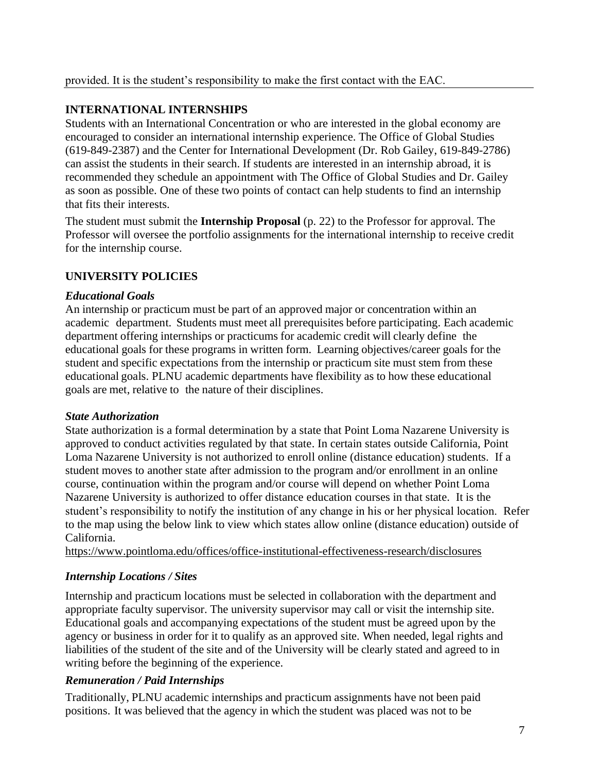provided. It is the student's responsibility to make the first contact with the EAC.

## INTERNATIONAL INTERNSHIPS

Students with an International Concentration or who are interested in the global economy are encouraged to consider an international internship experience. The Office of Global Studies (619-849-2387) and the Center for International Development (Dr. Rob Gailey, 619-849-2786) can assist the students in their search. If students are interested in an internship abroad, it is recommended they schedule an appointment with The Office of Global Studies and Dr. Gailey as soon as possible. One of these two points of contact can help students to find an internship that fits their interests.

The student must submit the **Internship Proposal** (p. 22) to the Professor for approval. The Professor will oversee the portfolio assignments for the international internship to receive credit for the internship course.

## UNIVERSITY POLICIES

### *Educational Goals*

An internship or practicum must be part of an approved major or concentration within an academic department. Students must meet all prerequisites before participating. Each academic department offering internships or practicums for academic credit will clearly define the educational goals for these programs in written form. Learning objectives/career goals for the student and specific expectations from the internship or practicum site must stem from these educational goals. PLNU academic departments have flexibility as to how these educational goals are met, relative to the nature of their disciplines.

### *State Authorization*

State authorization is a formal determination by a state that Point Loma Nazarene University is approved to conduct activities regulated by that state. In certain states outside California, Point Loma Nazarene University is not authorized to enroll online (distance education) students. If a student moves to another state after admission to the program and/or enrollment in an online course, continuation within the program and/or course will depend on whether Point Loma Nazarene University is authorized to offer distance education courses in that state. It is the student's responsibility to notify the institution of any change in his or her physical location. Refer to the map using the below link to view which states allow online (distance education) outside of California.

https://www.pointloma.edu/offices/office-institutional-effectiveness-research/disclosures

### *Internship Locations / Sites*

Internship and practicum locations must be selected in collaboration with the department and appropriate faculty supervisor. The university supervisor may call or visit the internship site. Educational goals and accompanying expectations of the student must be agreed upon by the agency or business in order for it to qualify as an approved site. When needed, legal rights and liabilities of the student of the site and of the University will be clearly stated and agreed to in writing before the beginning of the experience.

### *Remuneration / Paid Internships*

Traditionally, PLNU academic internships and practicum assignments have not been paid positions. It was believed that the agency in which the student was placed was not to be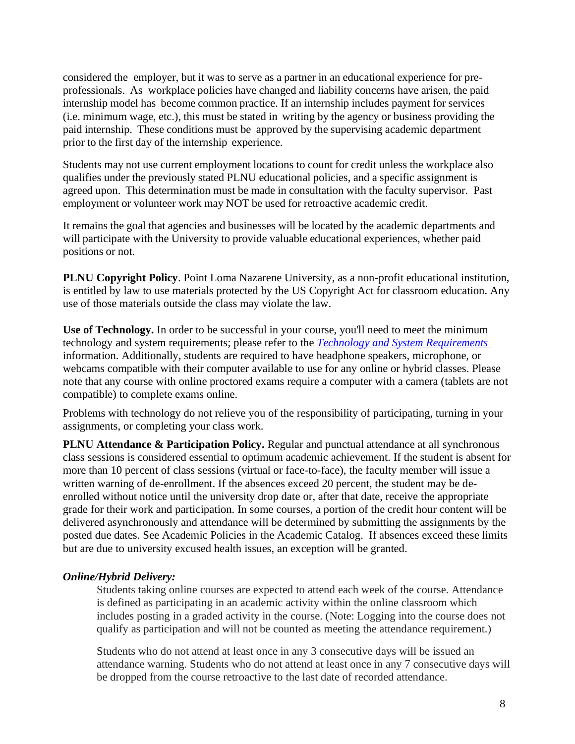considered the employer, but it was to serve as a partner in an educational experience for pre-professionals. As workplace policies have changed and liability concerns have arisen, the paid internship model has become common practice. If an internship includes payment for services (i.e. minimum wage, etc.), this must be stated in writing by the agency or business providing the paid internship. These conditions must be approved by the supervising academic department prior to the first day of the internship experience.

Students may not use current employment locations to count for credit unless the workplace also qualifies under the previously stated PLNU educational policies, and a specific assignment is agreed upon. This determination must be made in consultation with the faculty supervisor. Past employment or volunteer work may NOT be used for retroactive academic credit.

It remains the goal that agencies and businesses will be located by the academic departments and will participate with the University to provide valuable educational experiences, whether paid positions or not.

**PLNU Copyright Policy**. Point Loma Nazarene University, as a non-profit educational institution, is entitled by law to use materials protected by the US Copyright Act for classroom education. Any use of those materials outside the class may violate the law.

**Use of Technology.** In order to be successful in your course, you'll need to meet the minimum technology and system requirements; please refer to the *[Technology and System Requirements](#)* information. Additionally, students are required to have headphone speakers, microphone, or webcams compatible with their computer available to use for any online or hybrid classes. Please note that any course with online proctored exams require a computer with a camera (tablets are not compatible) to complete exams online.

Problems with technology do not relieve you of the responsibility of participating, turning in your assignments, or completing your class work.

**PLNU Attendance & Participation Policy.** Regular and punctual attendance at all synchronous class sessions is considered essential to optimum academic achievement. If the student is absent for more than 10 percent of class sessions (virtual or face-to-face), the faculty member will issue a written warning of de-enrollment. If the absences exceed 20 percent, the student may be de-enrolled without notice until the university drop date or, after that date, receive the appropriate grade for their work and participation. In some courses, a portion of the credit hour content will be delivered asynchronously and attendance will be determined by submitting the assignments by the posted due dates. See Academic Policies in the Academic Catalog. If absences exceed these limits but are due to university excused health issues, an exception will be granted.

***Online/Hybrid Delivery:***

Students taking online courses are expected to attend each week of the course. Attendance is defined as participating in an academic activity within the online classroom which includes posting in a graded activity in the course. (Note: Logging into the course does not qualify as participation and will not be counted as meeting the attendance requirement.)

Students who do not attend at least once in any 3 consecutive days will be issued an attendance warning. Students who do not attend at least once in any 7 consecutive days will be dropped from the course retroactive to the last date of recorded attendance.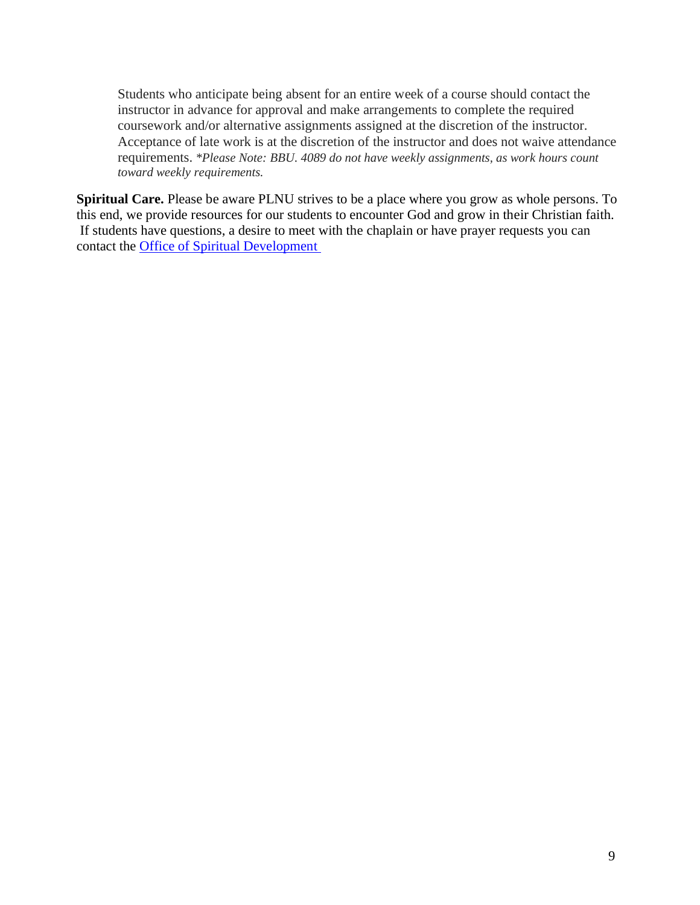Students who anticipate being absent for an entire week of a course should contact the instructor in advance for approval and make arrangements to complete the required coursework and/or alternative assignments assigned at the discretion of the instructor. Acceptance of late work is at the discretion of the instructor and does not waive attendance requirements. *\*Please Note: BBU. 4089 do not have weekly assignments, as work hours count toward weekly requirements.*

**Spiritual Care.** Please be aware PLNU strives to be a place where you grow as whole persons. To this end, we provide resources for our students to encounter God and grow in their Christian faith. If students have questions, a desire to meet with the chaplain or have prayer requests you can contact the [Office of Spiritual Development](Office of Spiritual Development)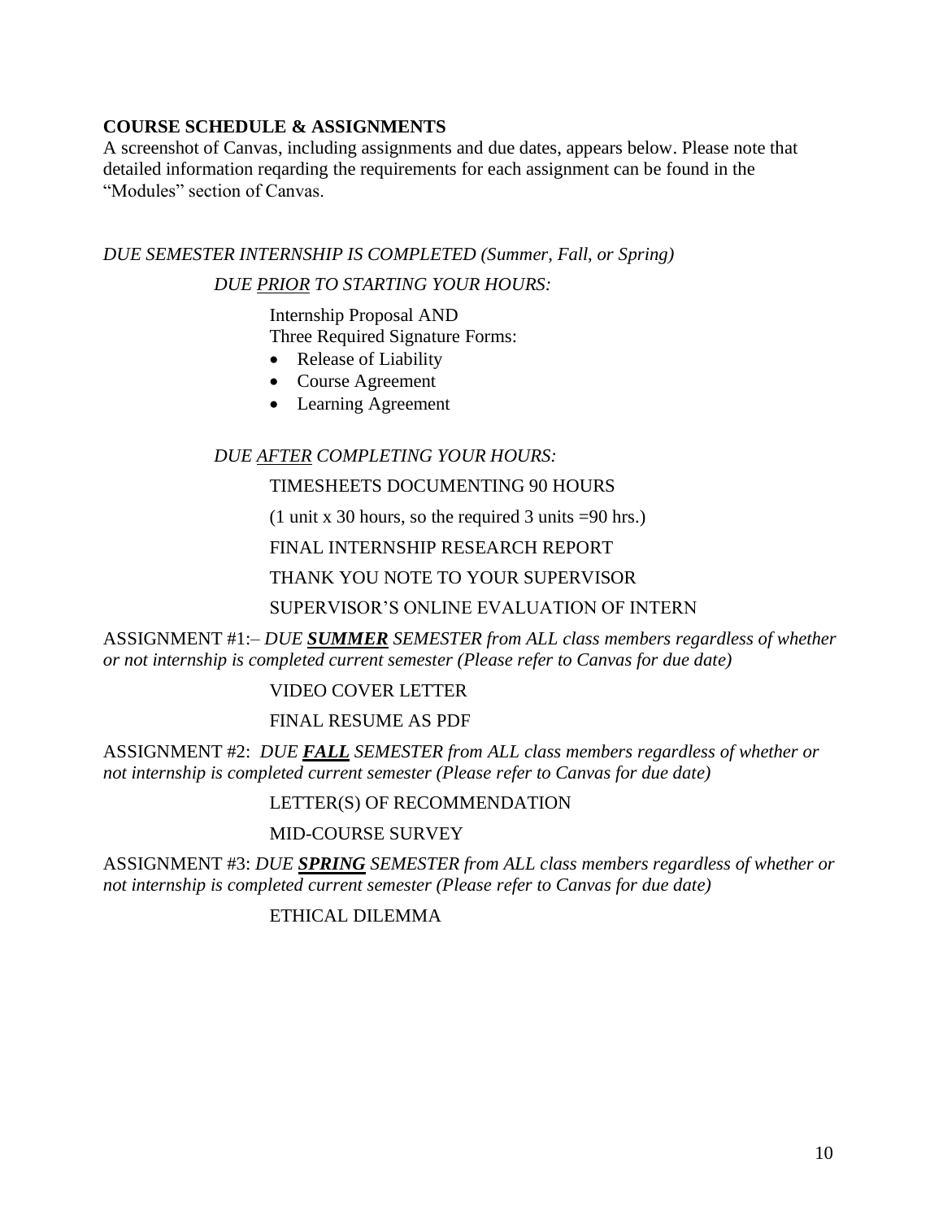**COURSE SCHEDULE & ASSIGNMENTS**

A screenshot of Canvas, including assignments and due dates, appears below. Please note that detailed information reqarding the requirements for each assignment can be found in the "Modules" section of Canvas.

*DUE SEMESTER INTERNSHIP IS COMPLETED (Summer, Fall, or Spring)*

*DUE PRIOR TO STARTING YOUR HOURS:*

Internship Proposal AND
Three Required Signature Forms:

- Release of Liability
- Course Agreement
- Learning Agreement

*DUE AFTER COMPLETING YOUR HOURS:*

TIMESHEETS DOCUMENTING 90 HOURS

(1 unit x 30 hours, so the required 3 units =90 hrs.)

FINAL INTERNSHIP RESEARCH REPORT

THANK YOU NOTE TO YOUR SUPERVISOR

SUPERVISOR'S ONLINE EVALUATION OF INTERN

ASSIGNMENT #1:– *DUE **SUMMER** SEMESTER from ALL class members regardless of whether or not internship is completed current semester (Please refer to Canvas for due date)*

VIDEO COVER LETTER

FINAL RESUME AS PDF

ASSIGNMENT #2: *DUE **FALL** SEMESTER from ALL class members regardless of whether or not internship is completed current semester (Please refer to Canvas for due date)*

LETTER(S) OF RECOMMENDATION

MID-COURSE SURVEY

ASSIGNMENT #3: *DUE **SPRING** SEMESTER from ALL class members regardless of whether or not internship is completed current semester (Please refer to Canvas for due date)*

ETHICAL DILEMMA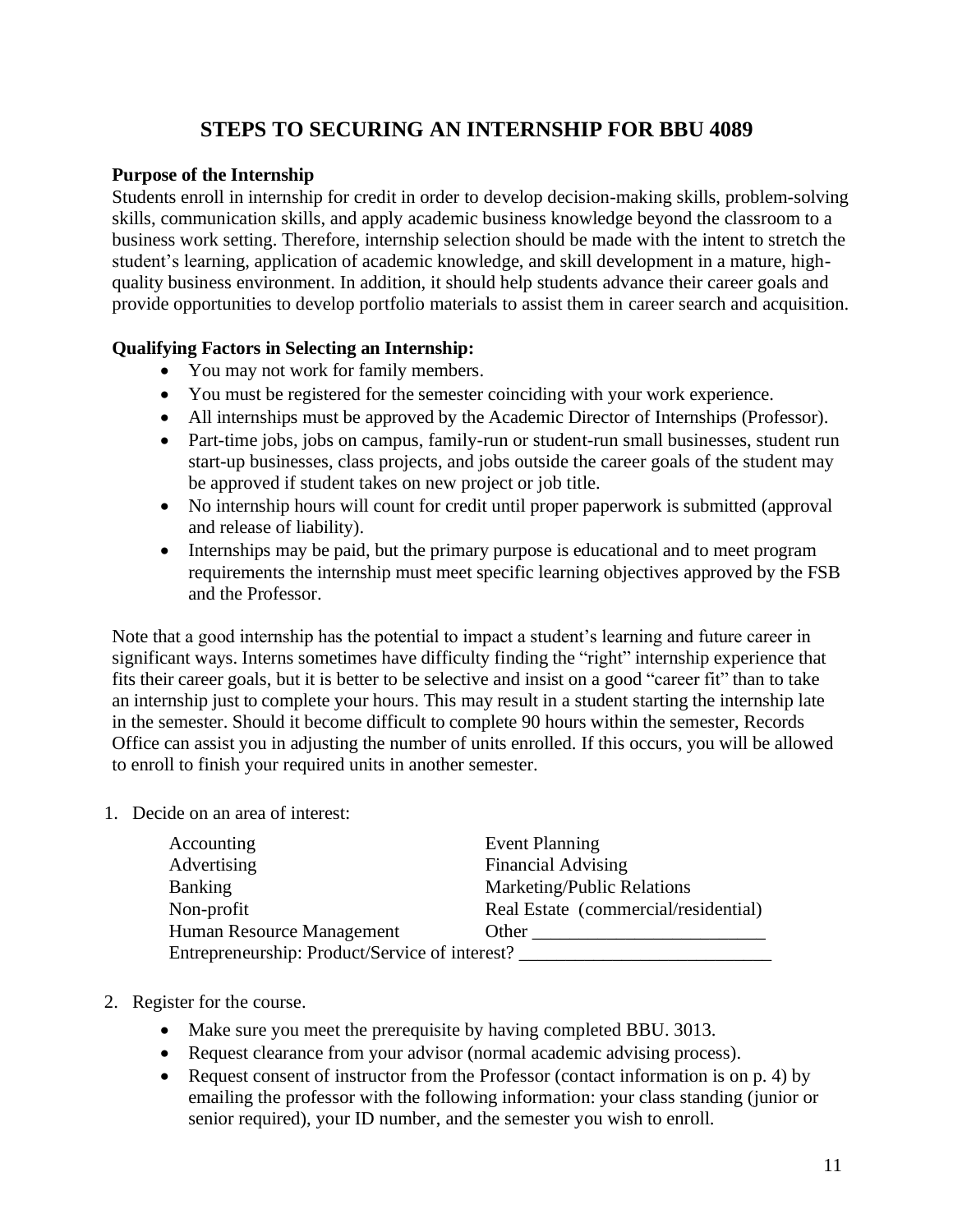# STEPS TO SECURING AN INTERNSHIP FOR BBU 4089

**Purpose of the Internship**

Students enroll in internship for credit in order to develop decision-making skills, problem-solving skills, communication skills, and apply academic business knowledge beyond the classroom to a business work setting. Therefore, internship selection should be made with the intent to stretch the student's learning, application of academic knowledge, and skill development in a mature, high-quality business environment. In addition, it should help students advance their career goals and provide opportunities to develop portfolio materials to assist them in career search and acquisition.

**Qualifying Factors in Selecting an Internship:**

- You may not work for family members.
- You must be registered for the semester coinciding with your work experience.
- All internships must be approved by the Academic Director of Internships (Professor).
- Part-time jobs, jobs on campus, family-run or student-run small businesses, student run start-up businesses, class projects, and jobs outside the career goals of the student may be approved if student takes on new project or job title.
- No internship hours will count for credit until proper paperwork is submitted (approval and release of liability).
- Internships may be paid, but the primary purpose is educational and to meet program requirements the internship must meet specific learning objectives approved by the FSB and the Professor.

Note that a good internship has the potential to impact a student's learning and future career in significant ways. Interns sometimes have difficulty finding the "right" internship experience that fits their career goals, but it is better to be selective and insist on a good "career fit" than to take an internship just to complete your hours. This may result in a student starting the internship late in the semester. Should it become difficult to complete 90 hours within the semester, Records Office can assist you in adjusting the number of units enrolled. If this occurs, you will be allowed to enroll to finish your required units in another semester.

1. Decide on an area of interest:

   | | |
   |---|---|
   | Accounting | Event Planning |
   | Advertising | Financial Advising |
   | Banking | Marketing/Public Relations |
   | Non-profit | Real Estate (commercial/residential) |
   | Human Resource Management | Other _________________________ |

   Entrepreneurship: Product/Service of interest? ___________________________

2. Register for the course.
   - Make sure you meet the prerequisite by having completed BBU. 3013.
   - Request clearance from your advisor (normal academic advising process).
   - Request consent of instructor from the Professor (contact information is on p. 4) by emailing the professor with the following information: your class standing (junior or senior required), your ID number, and the semester you wish to enroll.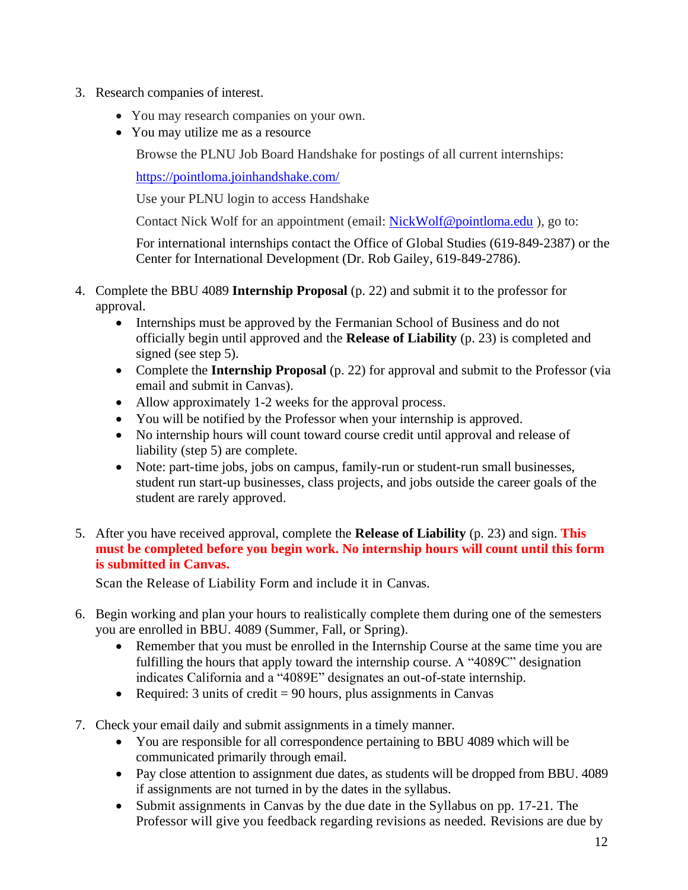3. Research companies of interest.
    - You may research companies on your own.
    - You may utilize me as a resource

      Browse the PLNU Job Board Handshake for postings of all current internships:

      https://pointloma.joinhandshake.com/

      Use your PLNU login to access Handshake

      Contact Nick Wolf for an appointment (email: NickWolf@pointloma.edu ), go to:

      For international internships contact the Office of Global Studies (619-849-2387) or the Center for International Development (Dr. Rob Gailey, 619-849-2786).

4. Complete the BBU 4089 **Internship Proposal** (p. 22) and submit it to the professor for approval.
    - Internships must be approved by the Fermanian School of Business and do not officially begin until approved and the **Release of Liability** (p. 23) is completed and signed (see step 5).
    - Complete the **Internship Proposal** (p. 22) for approval and submit to the Professor (via email and submit in Canvas).
    - Allow approximately 1-2 weeks for the approval process.
    - You will be notified by the Professor when your internship is approved.
    - No internship hours will count toward course credit until approval and release of liability (step 5) are complete.
    - Note: part-time jobs, jobs on campus, family-run or student-run small businesses, student run start-up businesses, class projects, and jobs outside the career goals of the student are rarely approved.

5. After you have received approval, complete the **Release of Liability** (p. 23) and sign. **This must be completed before you begin work. No internship hours will count until this form is submitted in Canvas.**

   Scan the Release of Liability Form and include it in Canvas.

6. Begin working and plan your hours to realistically complete them during one of the semesters you are enrolled in BBU. 4089 (Summer, Fall, or Spring).
    - Remember that you must be enrolled in the Internship Course at the same time you are fulfilling the hours that apply toward the internship course. A "4089C" designation indicates California and a "4089E" designates an out-of-state internship.
    - Required: 3 units of credit = 90 hours, plus assignments in Canvas

7. Check your email daily and submit assignments in a timely manner.
    - You are responsible for all correspondence pertaining to BBU 4089 which will be communicated primarily through email.
    - Pay close attention to assignment due dates, as students will be dropped from BBU. 4089 if assignments are not turned in by the dates in the syllabus.
    - Submit assignments in Canvas by the due date in the Syllabus on pp. 17-21. The Professor will give you feedback regarding revisions as needed. Revisions are due by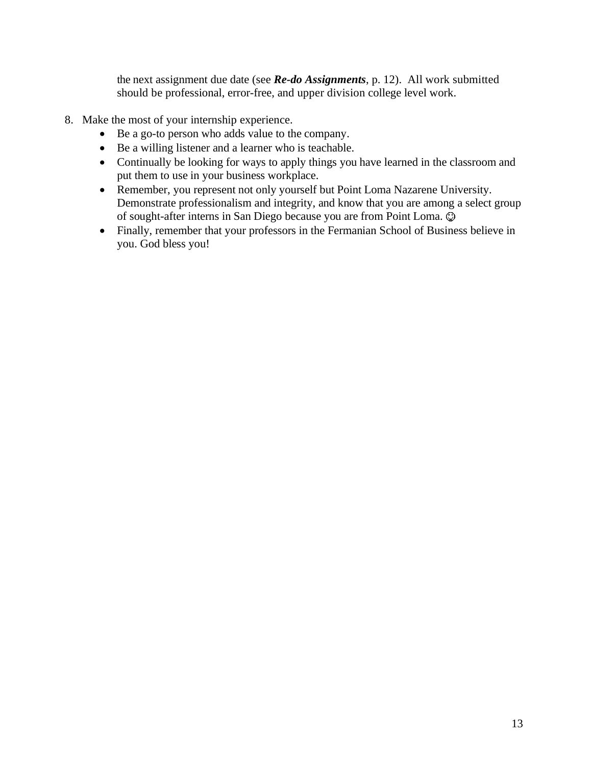the next assignment due date (see ***Re-do Assignments***, p. 12). All work submitted should be professional, error-free, and upper division college level work.

8. Make the most of your internship experience.
   - Be a go-to person who adds value to the company.
   - Be a willing listener and a learner who is teachable.
   - Continually be looking for ways to apply things you have learned in the classroom and put them to use in your business workplace.
   - Remember, you represent not only yourself but Point Loma Nazarene University. Demonstrate professionalism and integrity, and know that you are among a select group of sought-after interns in San Diego because you are from Point Loma. ☺
   - Finally, remember that your professors in the Fermanian School of Business believe in you. God bless you!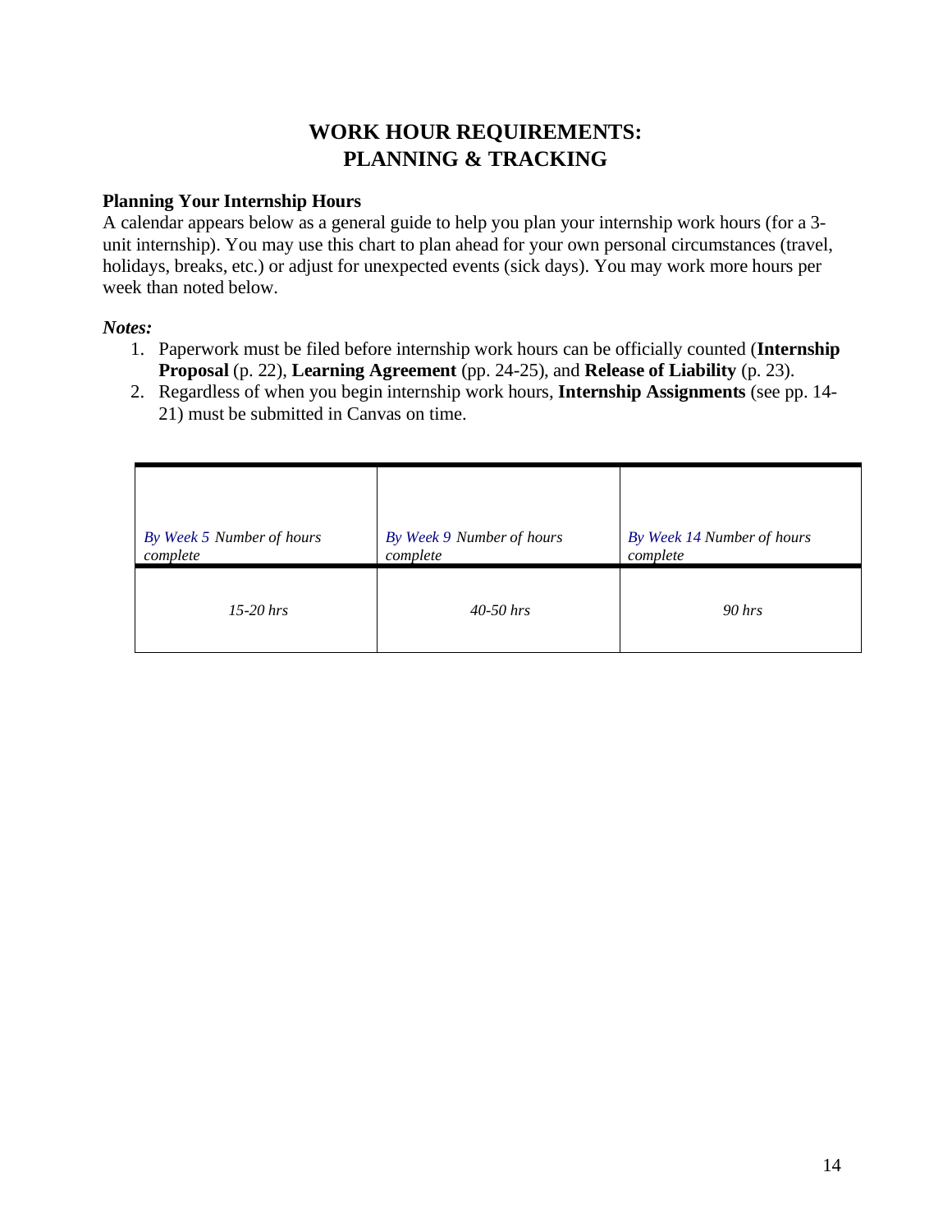# WORK HOUR REQUIREMENTS: PLANNING & TRACKING

**Planning Your Internship Hours**

A calendar appears below as a general guide to help you plan your internship work hours (for a 3-unit internship). You may use this chart to plan ahead for your own personal circumstances (travel, holidays, breaks, etc.) or adjust for unexpected events (sick days). You may work more hours per week than noted below.

***Notes:***

1. Paperwork must be filed before internship work hours can be officially counted (**Internship Proposal** (p. 22), **Learning Agreement** (pp. 24-25), and **Release of Liability** (p. 23).
2. Regardless of when you begin internship work hours, **Internship Assignments** (see pp. 14-21) must be submitted in Canvas on time.

| *By Week 5 Number of hours complete* | *By Week 9 Number of hours complete* | *By Week 14 Number of hours complete* |
|---|---|---|
| *15-20 hrs* | *40-50 hrs* | *90 hrs* |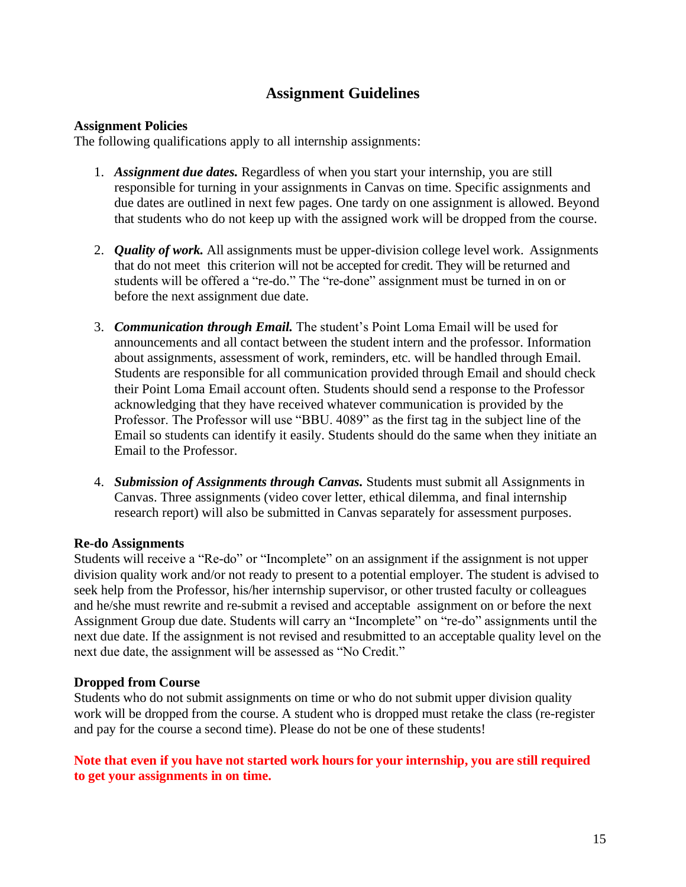# Assignment Guidelines

**Assignment Policies**

The following qualifications apply to all internship assignments:

1. ***Assignment due dates.*** Regardless of when you start your internship, you are still responsible for turning in your assignments in Canvas on time. Specific assignments and due dates are outlined in next few pages. One tardy on one assignment is allowed. Beyond that students who do not keep up with the assigned work will be dropped from the course.

2. ***Quality of work.*** All assignments must be upper-division college level work. Assignments that do not meet this criterion will not be accepted for credit. They will be returned and students will be offered a "re-do." The "re-done" assignment must be turned in on or before the next assignment due date.

3. ***Communication through Email.*** The student's Point Loma Email will be used for announcements and all contact between the student intern and the professor. Information about assignments, assessment of work, reminders, etc. will be handled through Email. Students are responsible for all communication provided through Email and should check their Point Loma Email account often. Students should send a response to the Professor acknowledging that they have received whatever communication is provided by the Professor. The Professor will use "BBU. 4089" as the first tag in the subject line of the Email so students can identify it easily. Students should do the same when they initiate an Email to the Professor.

4. ***Submission of Assignments through Canvas.*** Students must submit all Assignments in Canvas. Three assignments (video cover letter, ethical dilemma, and final internship research report) will also be submitted in Canvas separately for assessment purposes.

**Re-do Assignments**

Students will receive a "Re-do" or "Incomplete" on an assignment if the assignment is not upper division quality work and/or not ready to present to a potential employer. The student is advised to seek help from the Professor, his/her internship supervisor, or other trusted faculty or colleagues and he/she must rewrite and re-submit a revised and acceptable assignment on or before the next Assignment Group due date. Students will carry an "Incomplete" on "re-do" assignments until the next due date. If the assignment is not revised and resubmitted to an acceptable quality level on the next due date, the assignment will be assessed as "No Credit."

**Dropped from Course**

Students who do not submit assignments on time or who do not submit upper division quality work will be dropped from the course. A student who is dropped must retake the class (re-register and pay for the course a second time). Please do not be one of these students!

**Note that even if you have not started work hours for your internship, you are still required to get your assignments in on time.**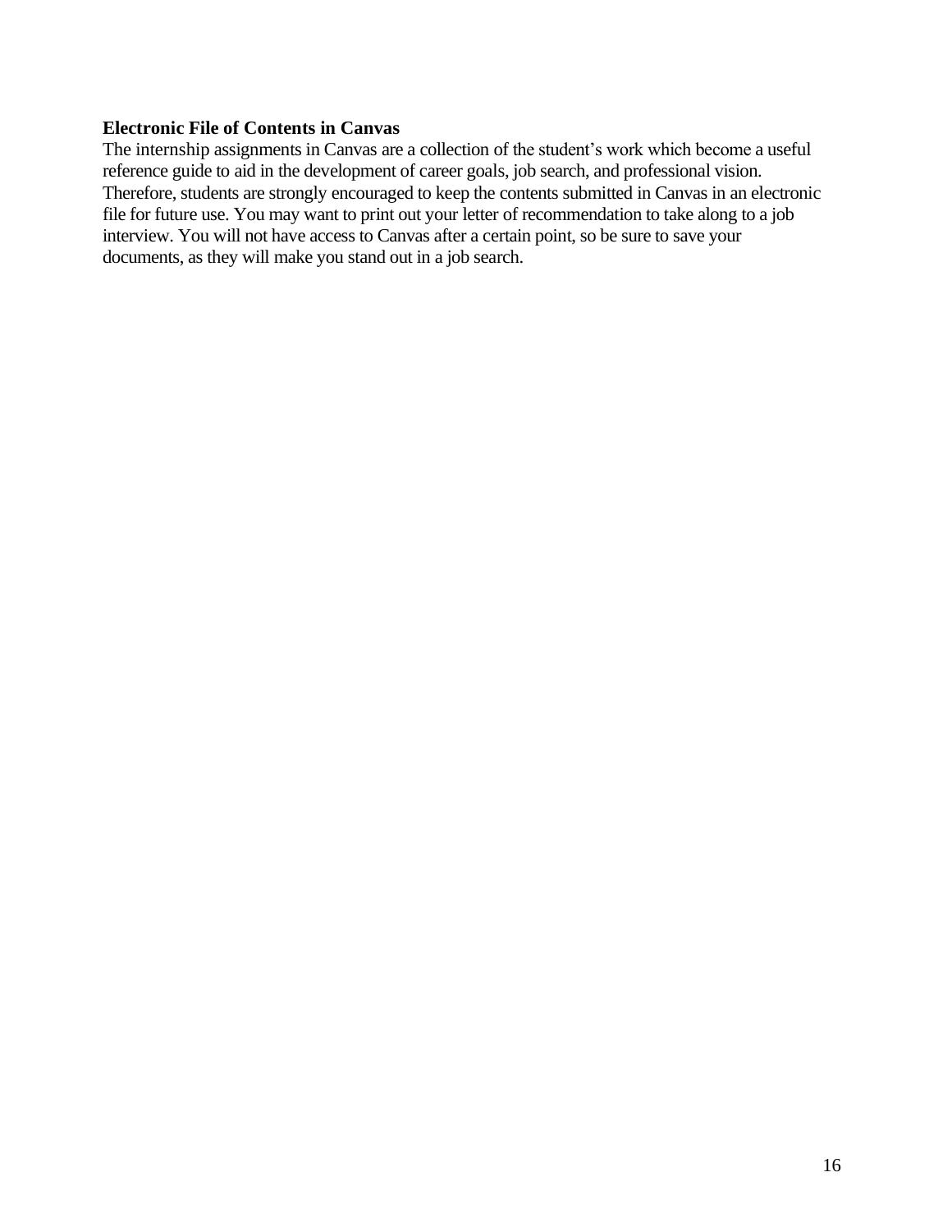**Electronic File of Contents in Canvas**

The internship assignments in Canvas are a collection of the student's work which become a useful reference guide to aid in the development of career goals, job search, and professional vision. Therefore, students are strongly encouraged to keep the contents submitted in Canvas in an electronic file for future use. You may want to print out your letter of recommendation to take along to a job interview. You will not have access to Canvas after a certain point, so be sure to save your documents, as they will make you stand out in a job search.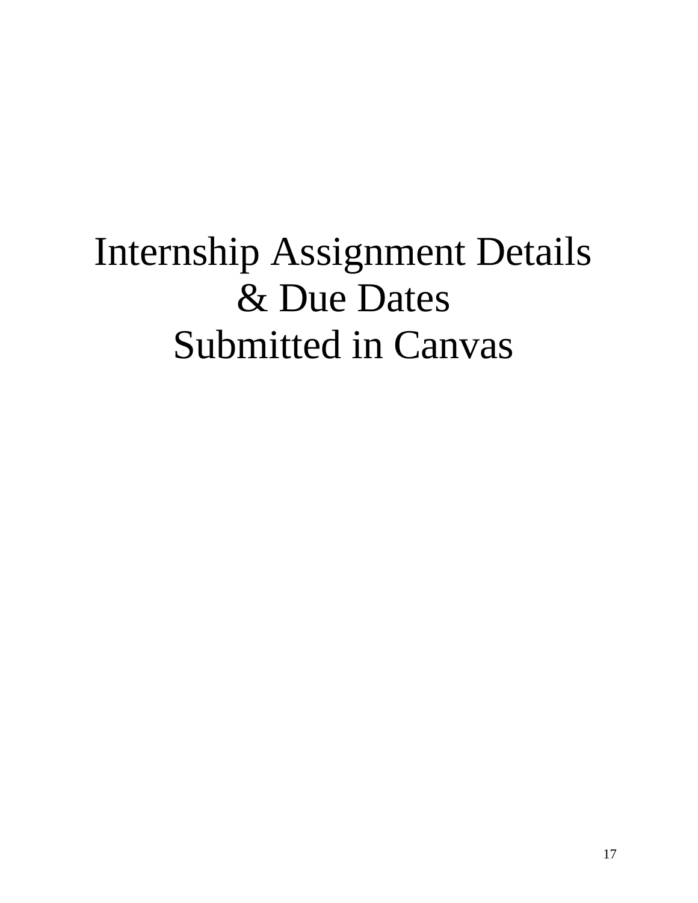# Internship Assignment Details & Due Dates Submitted in Canvas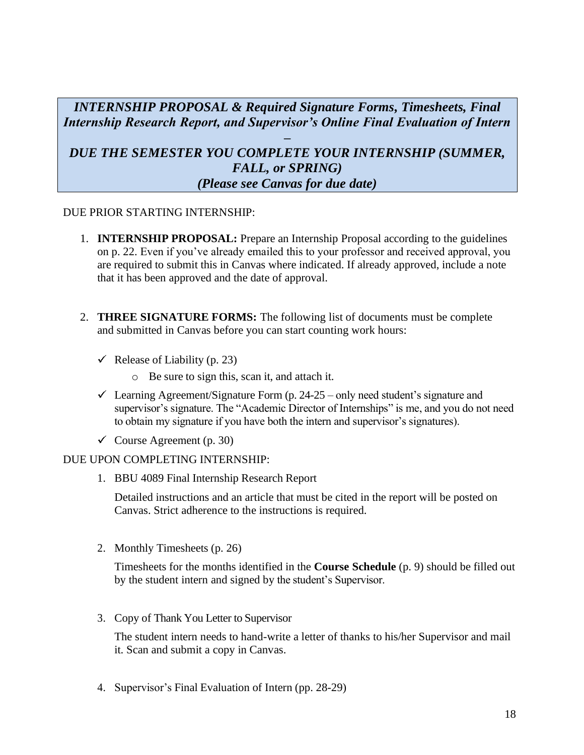***INTERNSHIP PROPOSAL & Required Signature Forms, Timesheets, Final Internship Research Report, and Supervisor's Online Final Evaluation of Intern –***
***DUE THE SEMESTER YOU COMPLETE YOUR INTERNSHIP (SUMMER, FALL, or SPRING)***
***(Please see Canvas for due date)***

DUE PRIOR STARTING INTERNSHIP:

1. **INTERNSHIP PROPOSAL:** Prepare an Internship Proposal according to the guidelines on p. 22. Even if you've already emailed this to your professor and received approval, you are required to submit this in Canvas where indicated. If already approved, include a note that it has been approved and the date of approval.

2. **THREE SIGNATURE FORMS:** The following list of documents must be complete and submitted in Canvas before you can start counting work hours:

   - ✓ Release of Liability (p. 23)
     - Be sure to sign this, scan it, and attach it.
   - ✓ Learning Agreement/Signature Form (p. 24-25 – only need student's signature and supervisor's signature. The "Academic Director of Internships" is me, and you do not need to obtain my signature if you have both the intern and supervisor's signatures).
   - ✓ Course Agreement (p. 30)

DUE UPON COMPLETING INTERNSHIP:

1. BBU 4089 Final Internship Research Report

   Detailed instructions and an article that must be cited in the report will be posted on Canvas. Strict adherence to the instructions is required.

2. Monthly Timesheets (p. 26)

   Timesheets for the months identified in the **Course Schedule** (p. 9) should be filled out by the student intern and signed by the student's Supervisor.

3. Copy of Thank You Letter to Supervisor

   The student intern needs to hand-write a letter of thanks to his/her Supervisor and mail it. Scan and submit a copy in Canvas.

4. Supervisor's Final Evaluation of Intern (pp. 28-29)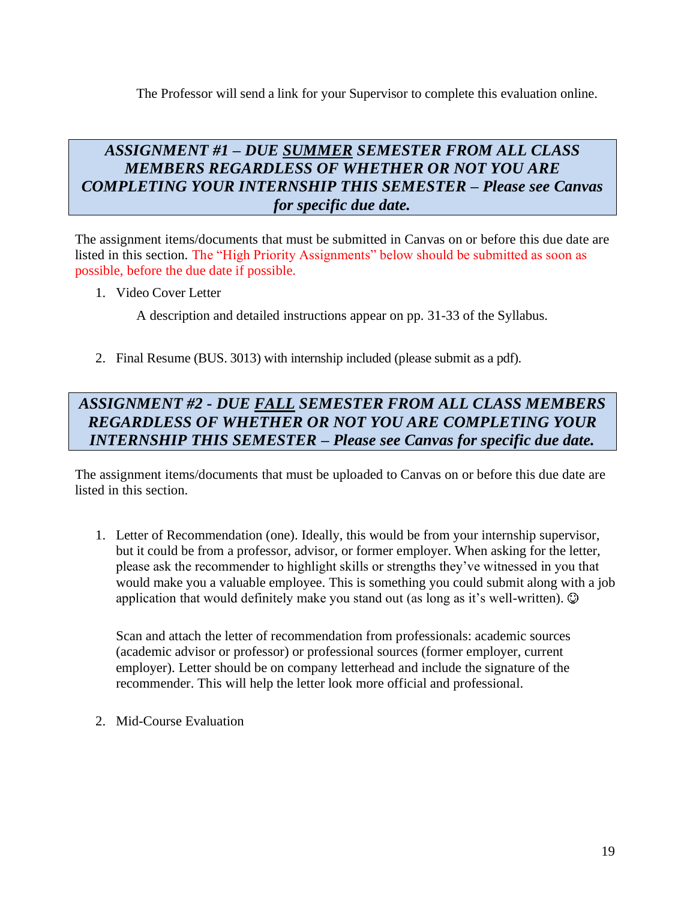The Professor will send a link for your Supervisor to complete this evaluation online.

### *ASSIGNMENT #1 – DUE SUMMER SEMESTER FROM ALL CLASS MEMBERS REGARDLESS OF WHETHER OR NOT YOU ARE COMPLETING YOUR INTERNSHIP THIS SEMESTER – Please see Canvas for specific due date.*

The assignment items/documents that must be submitted in Canvas on or before this due date are listed in this section. The "High Priority Assignments" below should be submitted as soon as possible, before the due date if possible.

1. Video Cover Letter

   A description and detailed instructions appear on pp. 31-33 of the Syllabus.

2. Final Resume (BUS. 3013) with internship included (please submit as a pdf).

### *ASSIGNMENT #2 - DUE FALL SEMESTER FROM ALL CLASS MEMBERS REGARDLESS OF WHETHER OR NOT YOU ARE COMPLETING YOUR INTERNSHIP THIS SEMESTER – Please see Canvas for specific due date.*

The assignment items/documents that must be uploaded to Canvas on or before this due date are listed in this section.

1. Letter of Recommendation (one). Ideally, this would be from your internship supervisor, but it could be from a professor, advisor, or former employer. When asking for the letter, please ask the recommender to highlight skills or strengths they've witnessed in you that would make you a valuable employee. This is something you could submit along with a job application that would definitely make you stand out (as long as it's well-written). ☺

   Scan and attach the letter of recommendation from professionals: academic sources (academic advisor or professor) or professional sources (former employer, current employer). Letter should be on company letterhead and include the signature of the recommender. This will help the letter look more official and professional.

2. Mid-Course Evaluation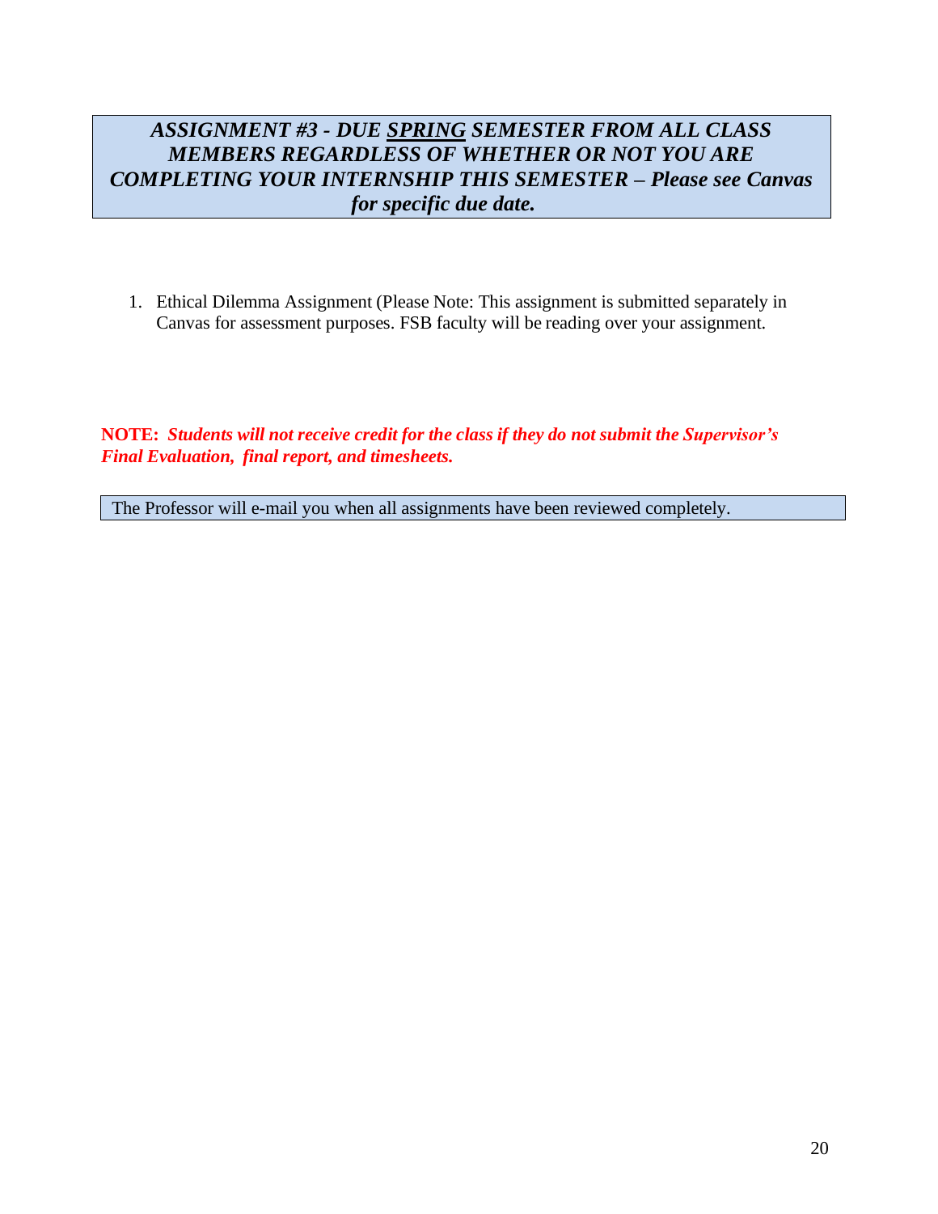***ASSIGNMENT #3 - DUE SPRING SEMESTER FROM ALL CLASS MEMBERS REGARDLESS OF WHETHER OR NOT YOU ARE COMPLETING YOUR INTERNSHIP THIS SEMESTER – Please see Canvas for specific due date.***

1. Ethical Dilemma Assignment (Please Note: This assignment is submitted separately in Canvas for assessment purposes. FSB faculty will be reading over your assignment.

**NOTE:** ***Students will not receive credit for the class if they do not submit the Supervisor's Final Evaluation, final report, and timesheets.***

The Professor will e-mail you when all assignments have been reviewed completely.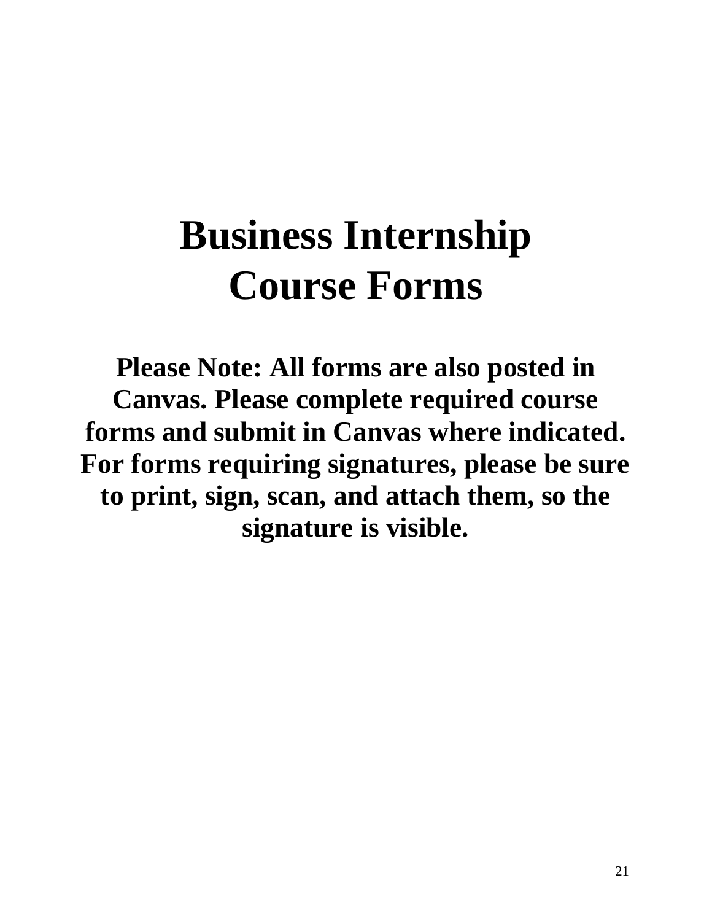# Business Internship Course Forms

**Please Note: All forms are also posted in Canvas. Please complete required course forms and submit in Canvas where indicated. For forms requiring signatures, please be sure to print, sign, scan, and attach them, so the signature is visible.**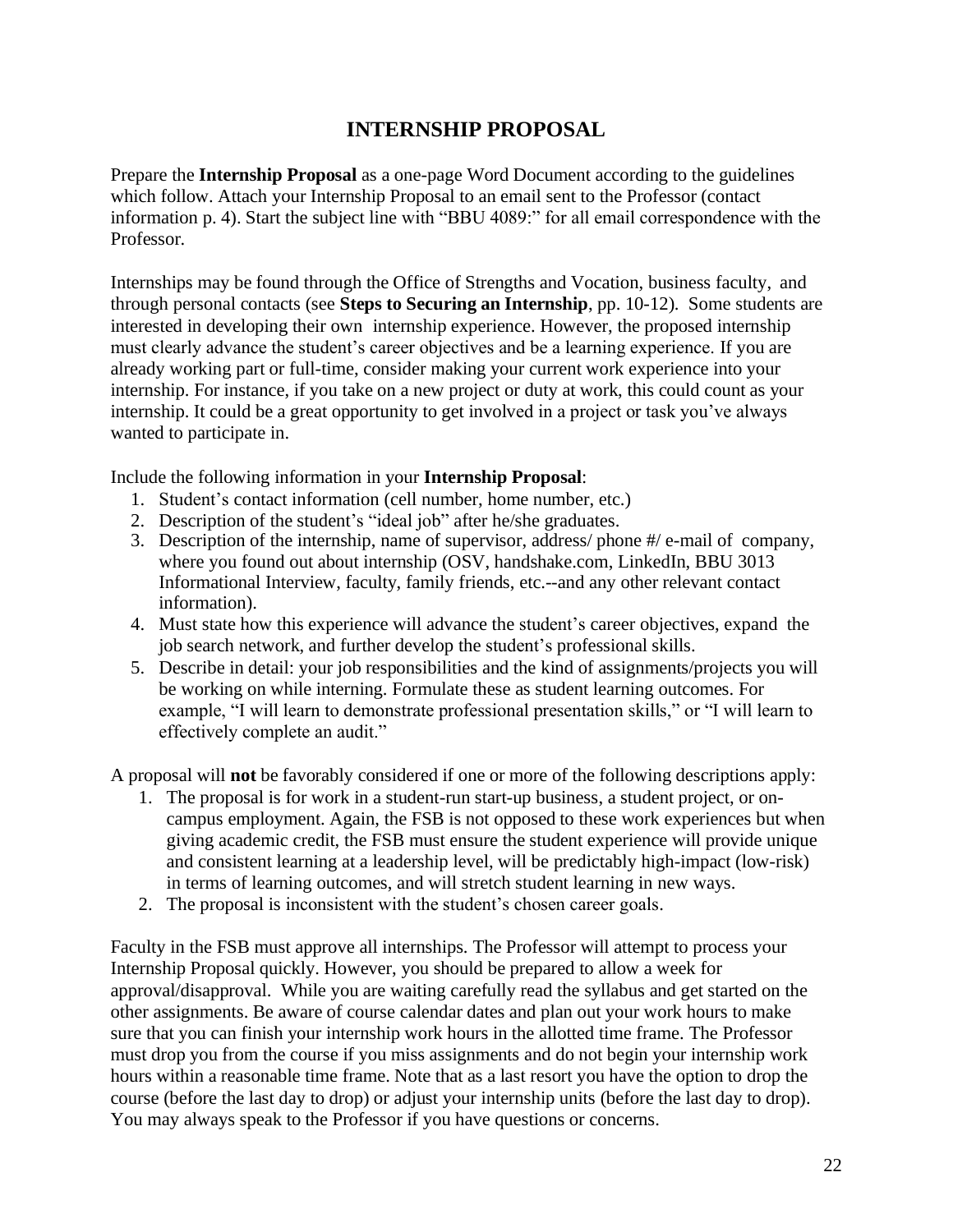# INTERNSHIP PROPOSAL

Prepare the **Internship Proposal** as a one-page Word Document according to the guidelines which follow. Attach your Internship Proposal to an email sent to the Professor (contact information p. 4). Start the subject line with "BBU 4089:" for all email correspondence with the Professor.

Internships may be found through the Office of Strengths and Vocation, business faculty, and through personal contacts (see **Steps to Securing an Internship**, pp. 10-12). Some students are interested in developing their own internship experience. However, the proposed internship must clearly advance the student's career objectives and be a learning experience. If you are already working part or full-time, consider making your current work experience into your internship. For instance, if you take on a new project or duty at work, this could count as your internship. It could be a great opportunity to get involved in a project or task you've always wanted to participate in.

Include the following information in your **Internship Proposal**:

1. Student's contact information (cell number, home number, etc.)
2. Description of the student's "ideal job" after he/she graduates.
3. Description of the internship, name of supervisor, address/ phone #/ e-mail of company, where you found out about internship (OSV, handshake.com, LinkedIn, BBU 3013 Informational Interview, faculty, family friends, etc.--and any other relevant contact information).
4. Must state how this experience will advance the student's career objectives, expand the job search network, and further develop the student's professional skills.
5. Describe in detail: your job responsibilities and the kind of assignments/projects you will be working on while interning. Formulate these as student learning outcomes. For example, "I will learn to demonstrate professional presentation skills," or "I will learn to effectively complete an audit."

A proposal will **not** be favorably considered if one or more of the following descriptions apply:

1. The proposal is for work in a student-run start-up business, a student project, or on-campus employment. Again, the FSB is not opposed to these work experiences but when giving academic credit, the FSB must ensure the student experience will provide unique and consistent learning at a leadership level, will be predictably high-impact (low-risk) in terms of learning outcomes, and will stretch student learning in new ways.
2. The proposal is inconsistent with the student's chosen career goals.

Faculty in the FSB must approve all internships. The Professor will attempt to process your Internship Proposal quickly. However, you should be prepared to allow a week for approval/disapproval. While you are waiting carefully read the syllabus and get started on the other assignments. Be aware of course calendar dates and plan out your work hours to make sure that you can finish your internship work hours in the allotted time frame. The Professor must drop you from the course if you miss assignments and do not begin your internship work hours within a reasonable time frame. Note that as a last resort you have the option to drop the course (before the last day to drop) or adjust your internship units (before the last day to drop). You may always speak to the Professor if you have questions or concerns.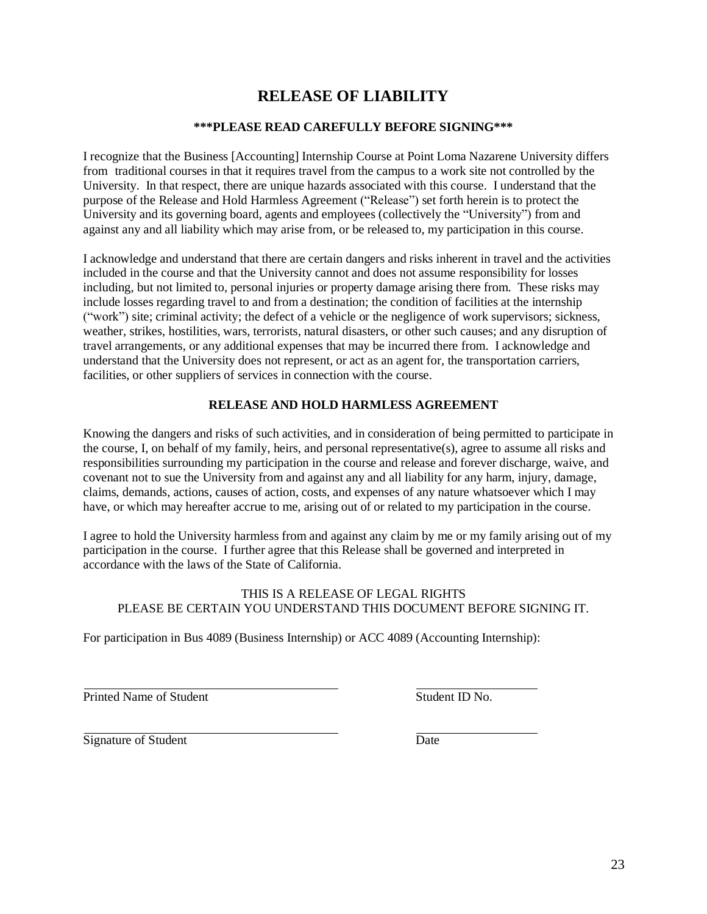# RELEASE OF LIABILITY

**\*\*\*PLEASE READ CAREFULLY BEFORE SIGNING\*\*\***

I recognize that the Business [Accounting] Internship Course at Point Loma Nazarene University differs from traditional courses in that it requires travel from the campus to a work site not controlled by the University. In that respect, there are unique hazards associated with this course. I understand that the purpose of the Release and Hold Harmless Agreement ("Release") set forth herein is to protect the University and its governing board, agents and employees (collectively the "University") from and against any and all liability which may arise from, or be released to, my participation in this course.

I acknowledge and understand that there are certain dangers and risks inherent in travel and the activities included in the course and that the University cannot and does not assume responsibility for losses including, but not limited to, personal injuries or property damage arising there from. These risks may include losses regarding travel to and from a destination; the condition of facilities at the internship ("work") site; criminal activity; the defect of a vehicle or the negligence of work supervisors; sickness, weather, strikes, hostilities, wars, terrorists, natural disasters, or other such causes; and any disruption of travel arrangements, or any additional expenses that may be incurred there from. I acknowledge and understand that the University does not represent, or act as an agent for, the transportation carriers, facilities, or other suppliers of services in connection with the course.

**RELEASE AND HOLD HARMLESS AGREEMENT**

Knowing the dangers and risks of such activities, and in consideration of being permitted to participate in the course, I, on behalf of my family, heirs, and personal representative(s), agree to assume all risks and responsibilities surrounding my participation in the course and release and forever discharge, waive, and covenant not to sue the University from and against any and all liability for any harm, injury, damage, claims, demands, actions, causes of action, costs, and expenses of any nature whatsoever which I may have, or which may hereafter accrue to me, arising out of or related to my participation in the course.

I agree to hold the University harmless from and against any claim by me or my family arising out of my participation in the course. I further agree that this Release shall be governed and interpreted in accordance with the laws of the State of California.

THIS IS A RELEASE OF LEGAL RIGHTS
PLEASE BE CERTAIN YOU UNDERSTAND THIS DOCUMENT BEFORE SIGNING IT.

For participation in Bus 4089 (Business Internship) or ACC 4089 (Accounting Internship):

\_\_\_\_\_\_\_\_\_\_\_\_\_\_\_\_\_\_\_\_\_\_\_\_\_\_\_\_\_\_\_\_\_\_\_\_ \_\_\_\_\_\_\_\_\_\_\_\_\_\_\_\_\_\_
Printed Name of Student Student ID No.

\_\_\_\_\_\_\_\_\_\_\_\_\_\_\_\_\_\_\_\_\_\_\_\_\_\_\_\_\_\_\_\_\_\_\_\_ \_\_\_\_\_\_\_\_\_\_\_\_\_\_\_\_\_\_
Signature of Student Date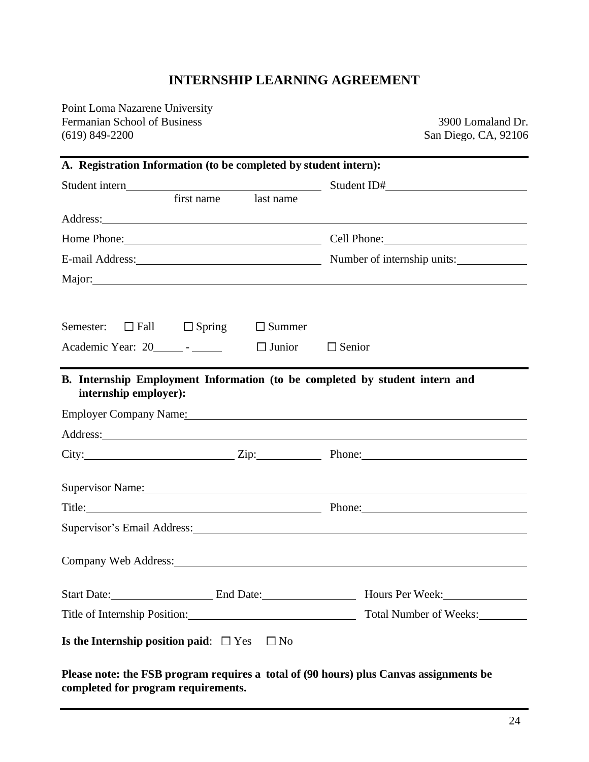# INTERNSHIP LEARNING AGREEMENT

Point Loma Nazarene University
Fermanian School of Business
(619) 849-2200

3900 Lomaland Dr.
San Diego, CA, 92106

---

**A. Registration Information (to be completed by student intern):**

Student intern ______________________________ Student ID# ______________________
first name last name

Address: ______________________________________________________________

Home Phone: ______________________________ Cell Phone: ______________________

E-mail Address: ____________________________ Number of internship units: __________

Major: ________________________________________________________________

Semester: ☐ Fall ☐ Spring ☐ Summer

Academic Year: 20_____ - _____ ☐ Junior ☐ Senior

---

**B. Internship Employment Information (to be completed by student intern and internship employer):**

Employer Company Name: _____________________________________________

Address: ______________________________________________________________

City: ________________________ Zip: __________ Phone: __________________________

Supervisor Name: _________________________________________________________

Title: ______________________________________ Phone: __________________________

Supervisor's Email Address: ___________________________________________________

Company Web Address: ______________________________________________________

Start Date: _________________ End Date: ________________ Hours Per Week: ______________

Title of Internship Position: ___________________________ Total Number of Weeks: ________

**Is the Internship position paid**: ☐ Yes ☐ No

**Please note: the FSB program requires a total of (90 hours) plus Canvas assignments be completed for program requirements.**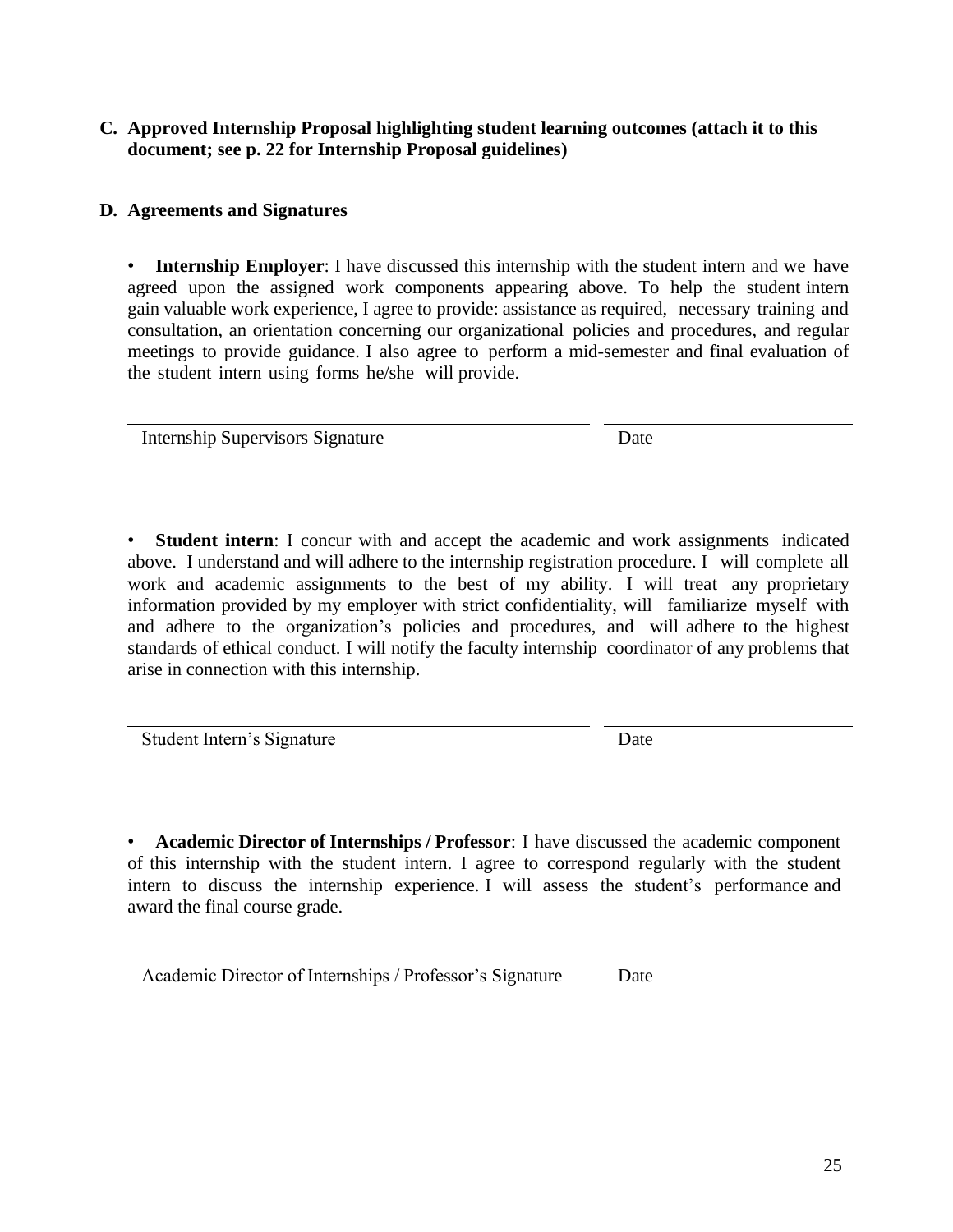**C. Approved Internship Proposal highlighting student learning outcomes (attach it to this document; see p. 22 for Internship Proposal guidelines)**

**D. Agreements and Signatures**

- **Internship Employer**: I have discussed this internship with the student intern and we have agreed upon the assigned work components appearing above. To help the student intern gain valuable work experience, I agree to provide: assistance as required, necessary training and consultation, an orientation concerning our organizational policies and procedures, and regular meetings to provide guidance. I also agree to perform a mid-semester and final evaluation of the student intern using forms he/she will provide.

| Internship Supervisors Signature | Date |
|---|---|

- **Student intern**: I concur with and accept the academic and work assignments indicated above. I understand and will adhere to the internship registration procedure. I will complete all work and academic assignments to the best of my ability. I will treat any proprietary information provided by my employer with strict confidentiality, will familiarize myself with and adhere to the organization's policies and procedures, and will adhere to the highest standards of ethical conduct. I will notify the faculty internship coordinator of any problems that arise in connection with this internship.

| Student Intern's Signature | Date |
|---|---|

- **Academic Director of Internships / Professor**: I have discussed the academic component of this internship with the student intern. I agree to correspond regularly with the student intern to discuss the internship experience. I will assess the student's performance and award the final course grade.

| Academic Director of Internships / Professor's Signature | Date |
|---|---|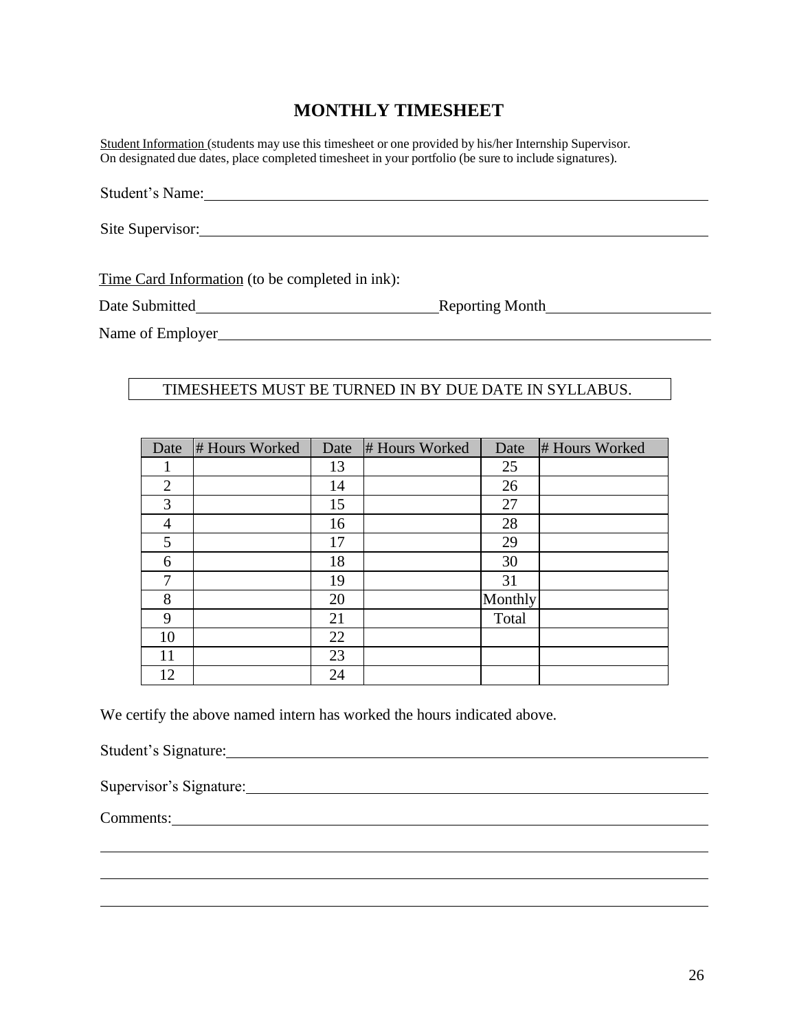# MONTHLY TIMESHEET

Student Information (students may use this timesheet or one provided by his/her Internship Supervisor. On designated due dates, place completed timesheet in your portfolio (be sure to include signatures).

Student's Name: \_\_\_\_\_\_\_\_\_\_\_\_\_\_\_\_\_\_\_\_\_\_\_\_\_\_\_\_\_\_\_\_\_\_\_\_\_\_\_\_\_\_

Site Supervisor: \_\_\_\_\_\_\_\_\_\_\_\_\_\_\_\_\_\_\_\_\_\_\_\_\_\_\_\_\_\_\_\_\_\_\_\_\_\_\_\_\_\_

Time Card Information (to be completed in ink):

Date Submitted \_\_\_\_\_\_\_\_\_\_\_\_\_\_\_\_\_\_\_\_ Reporting Month \_\_\_\_\_\_\_\_\_\_\_\_\_\_\_\_\_\_\_\_

Name of Employer \_\_\_\_\_\_\_\_\_\_\_\_\_\_\_\_\_\_\_\_\_\_\_\_\_\_\_\_\_\_\_\_\_\_\_\_\_\_\_\_\_\_

TIMESHEETS MUST BE TURNED IN BY DUE DATE IN SYLLABUS.

| Date | # Hours Worked | Date | # Hours Worked | Date | # Hours Worked |
|---|---|---|---|---|---|
| 1 | | 13 | | 25 | |
| 2 | | 14 | | 26 | |
| 3 | | 15 | | 27 | |
| 4 | | 16 | | 28 | |
| 5 | | 17 | | 29 | |
| 6 | | 18 | | 30 | |
| 7 | | 19 | | 31 | |
| 8 | | 20 | | Monthly Total | |
| 9 | | 21 | | | |
| 10 | | 22 | | | |
| 11 | | 23 | | | |
| 12 | | 24 | | | |

We certify the above named intern has worked the hours indicated above.

Student's Signature: \_\_\_\_\_\_\_\_\_\_\_\_\_\_\_\_\_\_\_\_\_\_\_\_\_\_\_\_\_\_\_\_\_\_\_\_\_\_\_\_\_\_

Supervisor's Signature: \_\_\_\_\_\_\_\_\_\_\_\_\_\_\_\_\_\_\_\_\_\_\_\_\_\_\_\_\_\_\_\_\_\_\_\_\_\_\_\_\_\_

Comments: \_\_\_\_\_\_\_\_\_\_\_\_\_\_\_\_\_\_\_\_\_\_\_\_\_\_\_\_\_\_\_\_\_\_\_\_\_\_\_\_\_\_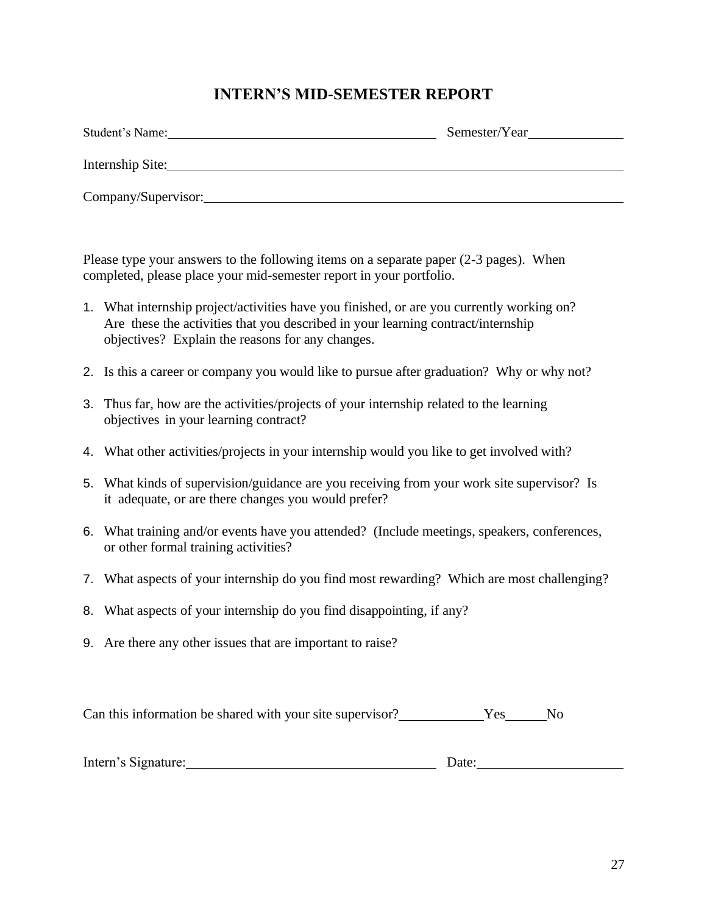# INTERN'S MID-SEMESTER REPORT

Student's Name:\_\_\_\_\_\_\_\_\_\_\_\_\_\_\_\_\_\_\_\_\_\_\_\_\_\_\_\_\_\_\_\_\_\_\_\_\_\_\_\_ Semester/Year\_\_\_\_\_\_\_\_\_\_\_\_\_\_

Internship Site:\_\_\_\_\_\_\_\_\_\_\_\_\_\_\_\_\_\_\_\_\_\_\_\_\_\_\_\_\_\_\_\_\_\_\_\_\_\_\_\_\_\_\_\_\_\_\_\_\_\_\_\_\_\_\_\_\_\_\_\_\_\_\_\_\_\_

Company/Supervisor:\_\_\_\_\_\_\_\_\_\_\_\_\_\_\_\_\_\_\_\_\_\_\_\_\_\_\_\_\_\_\_\_\_\_\_\_\_\_\_\_\_\_\_\_\_\_\_\_\_\_\_\_\_\_\_\_\_\_\_\_\_

Please type your answers to the following items on a separate paper (2-3 pages). When completed, please place your mid-semester report in your portfolio.

1. What internship project/activities have you finished, or are you currently working on? Are these the activities that you described in your learning contract/internship objectives? Explain the reasons for any changes.
2. Is this a career or company you would like to pursue after graduation? Why or why not?
3. Thus far, how are the activities/projects of your internship related to the learning objectives in your learning contract?
4. What other activities/projects in your internship would you like to get involved with?
5. What kinds of supervision/guidance are you receiving from your work site supervisor? Is it adequate, or are there changes you would prefer?
6. What training and/or events have you attended? (Include meetings, speakers, conferences, or other formal training activities?
7. What aspects of your internship do you find most rewarding? Which are most challenging?
8. What aspects of your internship do you find disappointing, if any?
9. Are there any other issues that are important to raise?

Can this information be shared with your site supervisor?\_\_\_\_\_\_\_\_\_\_\_\_Yes\_\_\_\_\_\_No

Intern's Signature:\_\_\_\_\_\_\_\_\_\_\_\_\_\_\_\_\_\_\_\_\_\_\_\_\_\_\_\_\_\_\_\_\_\_\_\_\_\_ Date:\_\_\_\_\_\_\_\_\_\_\_\_\_\_\_\_\_\_\_\_\_\_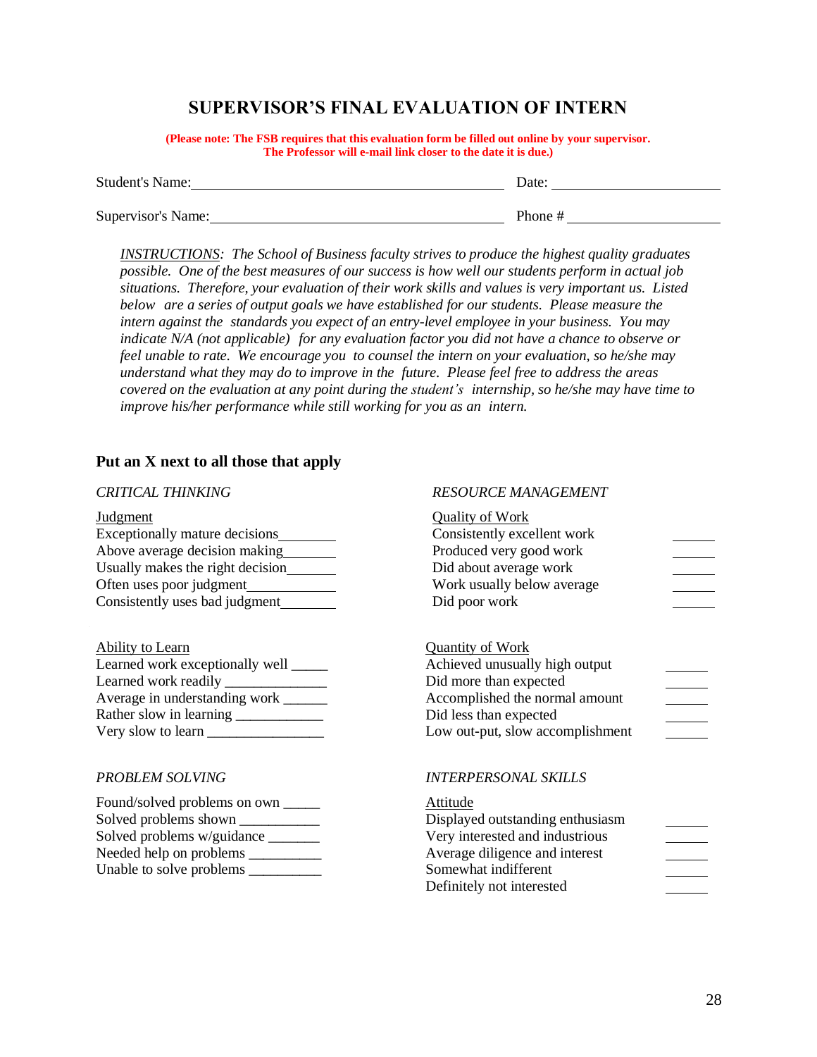# SUPERVISOR'S FINAL EVALUATION OF INTERN

**(Please note: The FSB requires that this evaluation form be filled out online by your supervisor. The Professor will e-mail link closer to the date it is due.)**

Student's Name: ________________________________ Date: ____________________

Supervisor's Name: ______________________________ Phone # ____________________

*INSTRUCTIONS: The School of Business faculty strives to produce the highest quality graduates possible. One of the best measures of our success is how well our students perform in actual job situations. Therefore, your evaluation of their work skills and values is very important us. Listed below are a series of output goals we have established for our students. Please measure the intern against the standards you expect of an entry-level employee in your business. You may indicate N/A (not applicable) for any evaluation factor you did not have a chance to observe or feel unable to rate. We encourage you to counsel the intern on your evaluation, so he/she may understand what they may do to improve in the future. Please feel free to address the areas covered on the evaluation at any point during the student's internship, so he/she may have time to improve his/her performance while still working for you as an intern.*

### Put an X next to all those that apply

*CRITICAL THINKING*

Judgment
- Exceptionally mature decisions________
- Above average decision making________
- Usually makes the right decision________
- Often uses poor judgment____________
- Consistently uses bad judgment________

Ability to Learn
- Learned work exceptionally well _____
- Learned work readily ______________
- Average in understanding work ______
- Rather slow in learning ____________
- Very slow to learn ________________

*PROBLEM SOLVING*

- Found/solved problems on own _____
- Solved problems shown ___________
- Solved problems w/guidance _______
- Needed help on problems __________
- Unable to solve problems __________

*RESOURCE MANAGEMENT*

Quality of Work
- Consistently excellent work ______
- Produced very good work ______
- Did about average work ______
- Work usually below average ______
- Did poor work ______

Quantity of Work
- Achieved unusually high output ______
- Did more than expected ______
- Accomplished the normal amount ______
- Did less than expected ______
- Low out-put, slow accomplishment ______

*INTERPERSONAL SKILLS*

Attitude
- Displayed outstanding enthusiasm ______
- Very interested and industrious ______
- Average diligence and interest ______
- Somewhat indifferent ______
- Definitely not interested ______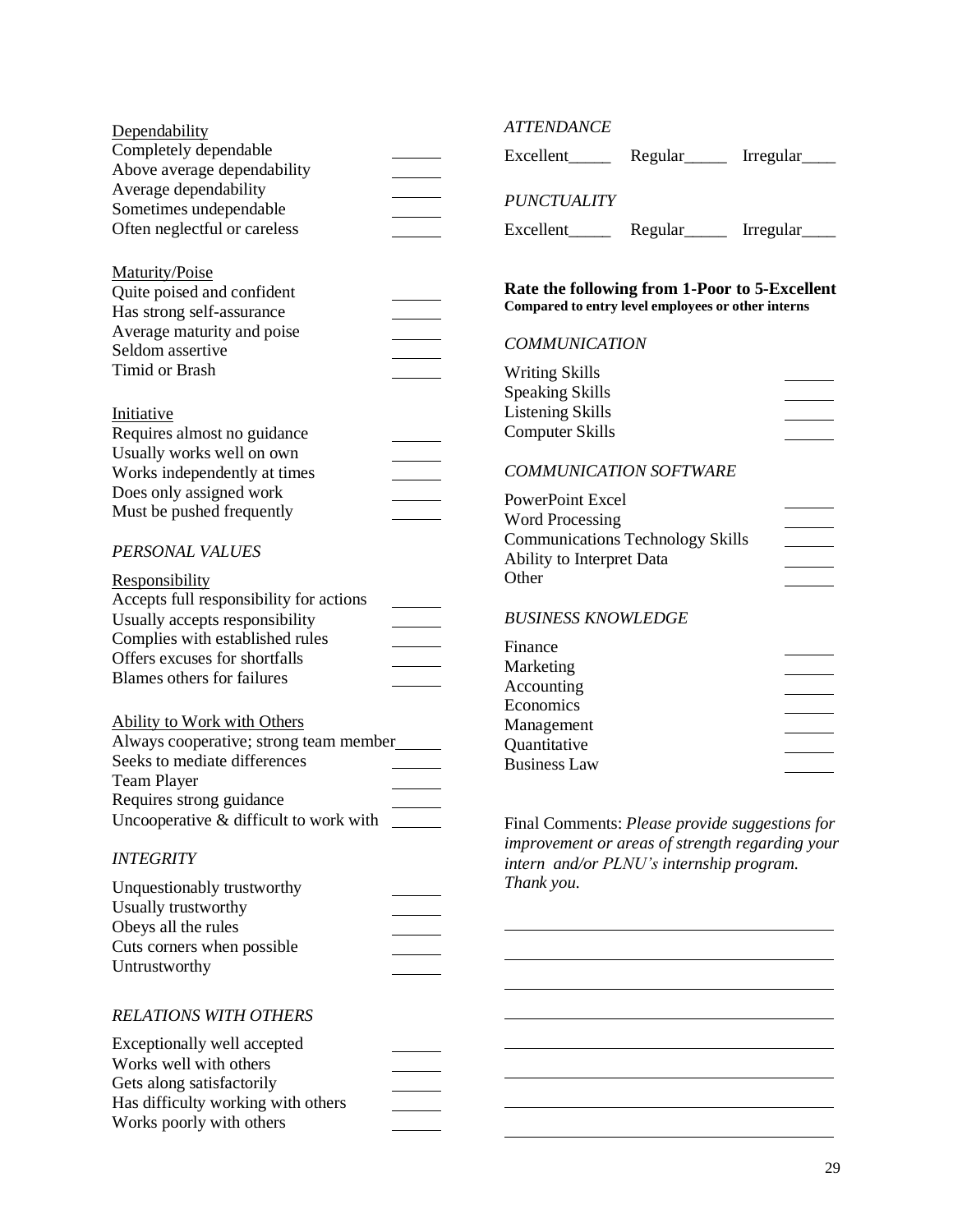Dependability

Completely dependable ______
Above average dependability ______
Average dependability ______
Sometimes undependable ______
Often neglectful or careless ______

Maturity/Poise

Quite poised and confident ______
Has strong self-assurance ______
Average maturity and poise ______
Seldom assertive ______
Timid or Brash ______

Initiative

Requires almost no guidance ______
Usually works well on own ______
Works independently at times ______
Does only assigned work ______
Must be pushed frequently ______

*PERSONAL VALUES*

Responsibility

Accepts full responsibility for actions ______
Usually accepts responsibility ______
Complies with established rules ______
Offers excuses for shortfalls ______
Blames others for failures ______

Ability to Work with Others

Always cooperative; strong team member______
Seeks to mediate differences ______
Team Player ______
Requires strong guidance ______
Uncooperative & difficult to work with ______

*INTEGRITY*

Unquestionably trustworthy ______
Usually trustworthy ______
Obeys all the rules ______
Cuts corners when possible ______
Untrustworthy ______

*RELATIONS WITH OTHERS*

Exceptionally well accepted ______
Works well with others ______
Gets along satisfactorily ______
Has difficulty working with others ______
Works poorly with others ______

*ATTENDANCE*

Excellent_____ Regular_____ Irregular____

*PUNCTUALITY*

Excellent_____ Regular_____ Irregular____

**Rate the following from 1-Poor to 5-Excellent**
**Compared to entry level employees or other interns**

*COMMUNICATION*

Writing Skills ______
Speaking Skills ______
Listening Skills ______
Computer Skills ______

*COMMUNICATION SOFTWARE*

PowerPoint Excel ______
Word Processing ______
Communications Technology Skills ______
Ability to Interpret Data ______
Other ______

*BUSINESS KNOWLEDGE*

Finance ______
Marketing ______
Accounting ______
Economics ______
Management ______
Quantitative ______
Business Law ______

Final Comments: *Please provide suggestions for improvement or areas of strength regarding your intern and/or PLNU's internship program. Thank you.*

________________________________________
________________________________________
________________________________________
________________________________________
________________________________________
________________________________________
________________________________________
________________________________________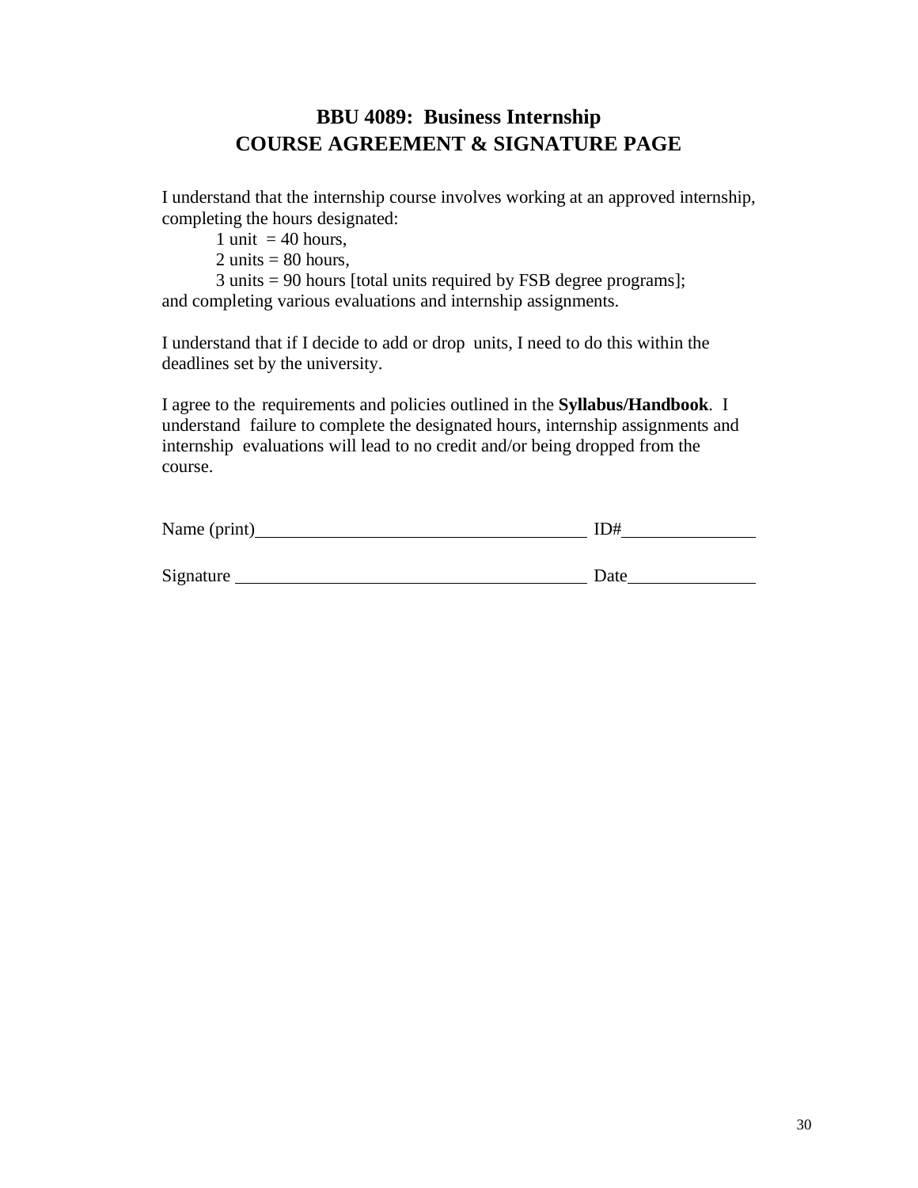## BBU 4089: Business Internship
## COURSE AGREEMENT & SIGNATURE PAGE

I understand that the internship course involves working at an approved internship, completing the hours designated:

1 unit = 40 hours,
2 units = 80 hours,
3 units = 90 hours [total units required by FSB degree programs];

and completing various evaluations and internship assignments.

I understand that if I decide to add or drop units, I need to do this within the deadlines set by the university.

I agree to the requirements and policies outlined in the **Syllabus/Handbook**. I understand failure to complete the designated hours, internship assignments and internship evaluations will lead to no credit and/or being dropped from the course.

Name (print)______________________________________ ID#_______________

Signature ________________________________________ Date_______________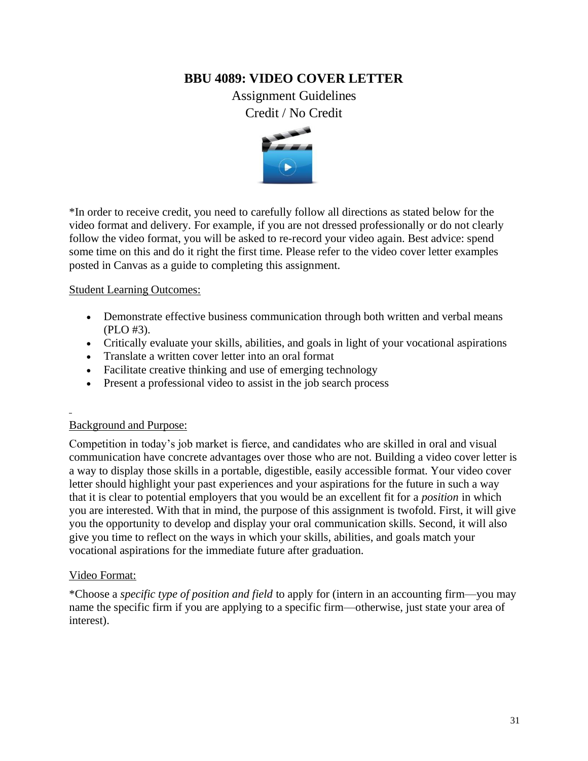# BBU 4089: VIDEO COVER LETTER

Assignment Guidelines

Credit / No Credit

*In order to receive credit, you need to carefully follow all directions as stated below for the video format and delivery. For example, if you are not dressed professionally or do not clearly follow the video format, you will be asked to re-record your video again. Best advice: spend some time on this and do it right the first time. Please refer to the video cover letter examples posted in Canvas as a guide to completing this assignment.

## Student Learning Outcomes:

- Demonstrate effective business communication through both written and verbal means (PLO #3).
- Critically evaluate your skills, abilities, and goals in light of your vocational aspirations
- Translate a written cover letter into an oral format
- Facilitate creative thinking and use of emerging technology
- Present a professional video to assist in the job search process

## Background and Purpose:

Competition in today's job market is fierce, and candidates who are skilled in oral and visual communication have concrete advantages over those who are not. Building a video cover letter is a way to display those skills in a portable, digestible, easily accessible format. Your video cover letter should highlight your past experiences and your aspirations for the future in such a way that it is clear to potential employers that you would be an excellent fit for a *position* in which you are interested. With that in mind, the purpose of this assignment is twofold. First, it will give you the opportunity to develop and display your oral communication skills. Second, it will also give you time to reflect on the ways in which your skills, abilities, and goals match your vocational aspirations for the immediate future after graduation.

## Video Format:

*Choose a *specific type of position and field* to apply for (intern in an accounting firm—you may name the specific firm if you are applying to a specific firm—otherwise, just state your area of interest).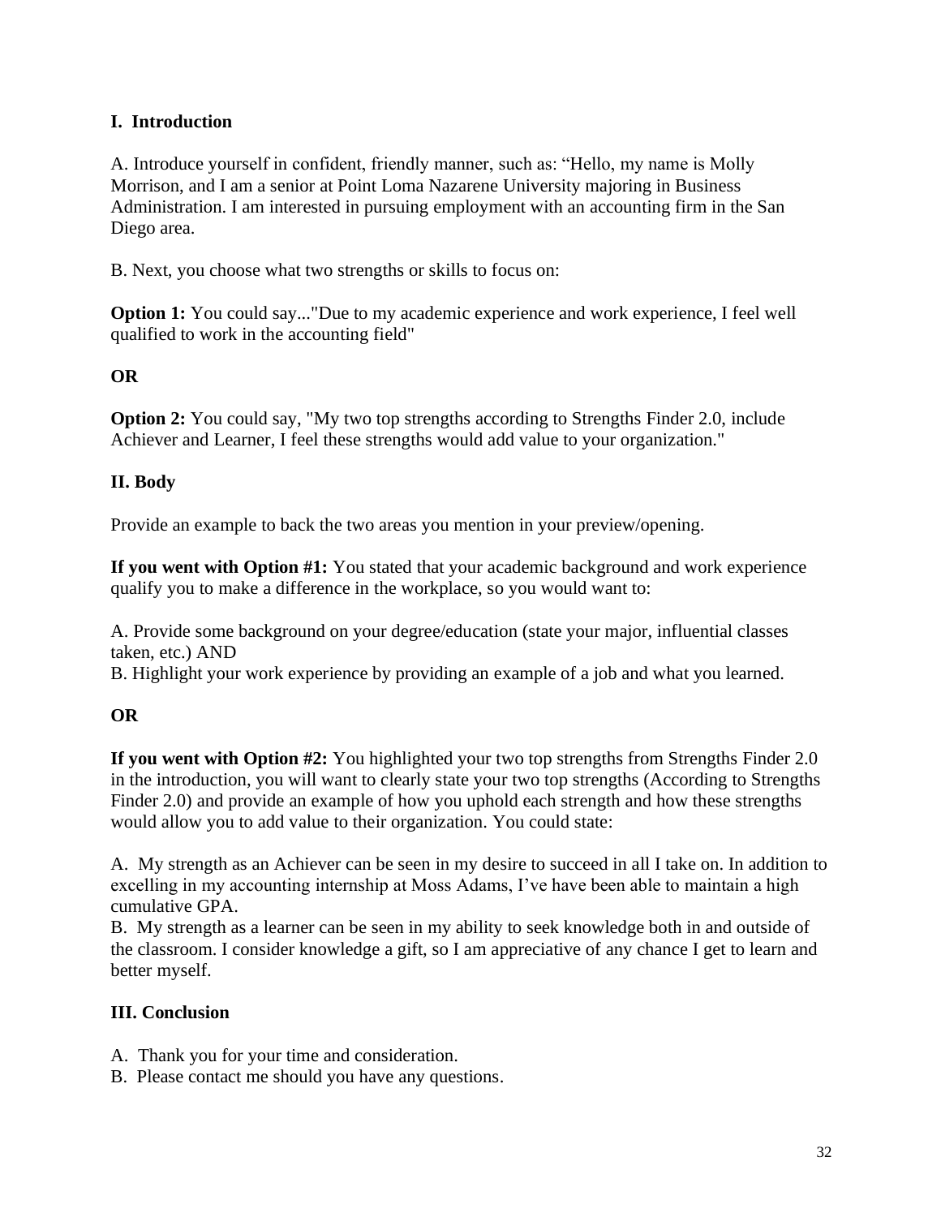**I. Introduction**

A. Introduce yourself in confident, friendly manner, such as: "Hello, my name is Molly Morrison, and I am a senior at Point Loma Nazarene University majoring in Business Administration. I am interested in pursuing employment with an accounting firm in the San Diego area.

B. Next, you choose what two strengths or skills to focus on:

**Option 1:** You could say..."Due to my academic experience and work experience, I feel well qualified to work in the accounting field"

**OR**

**Option 2:** You could say, "My two top strengths according to Strengths Finder 2.0, include Achiever and Learner, I feel these strengths would add value to your organization."

**II. Body**

Provide an example to back the two areas you mention in your preview/opening.

**If you went with Option #1:** You stated that your academic background and work experience qualify you to make a difference in the workplace, so you would want to:

A. Provide some background on your degree/education (state your major, influential classes taken, etc.) AND
B. Highlight your work experience by providing an example of a job and what you learned.

**OR**

**If you went with Option #2:** You highlighted your two top strengths from Strengths Finder 2.0 in the introduction, you will want to clearly state your two top strengths (According to Strengths Finder 2.0) and provide an example of how you uphold each strength and how these strengths would allow you to add value to their organization. You could state:

A. My strength as an Achiever can be seen in my desire to succeed in all I take on. In addition to excelling in my accounting internship at Moss Adams, I've have been able to maintain a high cumulative GPA.
B. My strength as a learner can be seen in my ability to seek knowledge both in and outside of the classroom. I consider knowledge a gift, so I am appreciative of any chance I get to learn and better myself.

**III. Conclusion**

A. Thank you for your time and consideration.
B. Please contact me should you have any questions.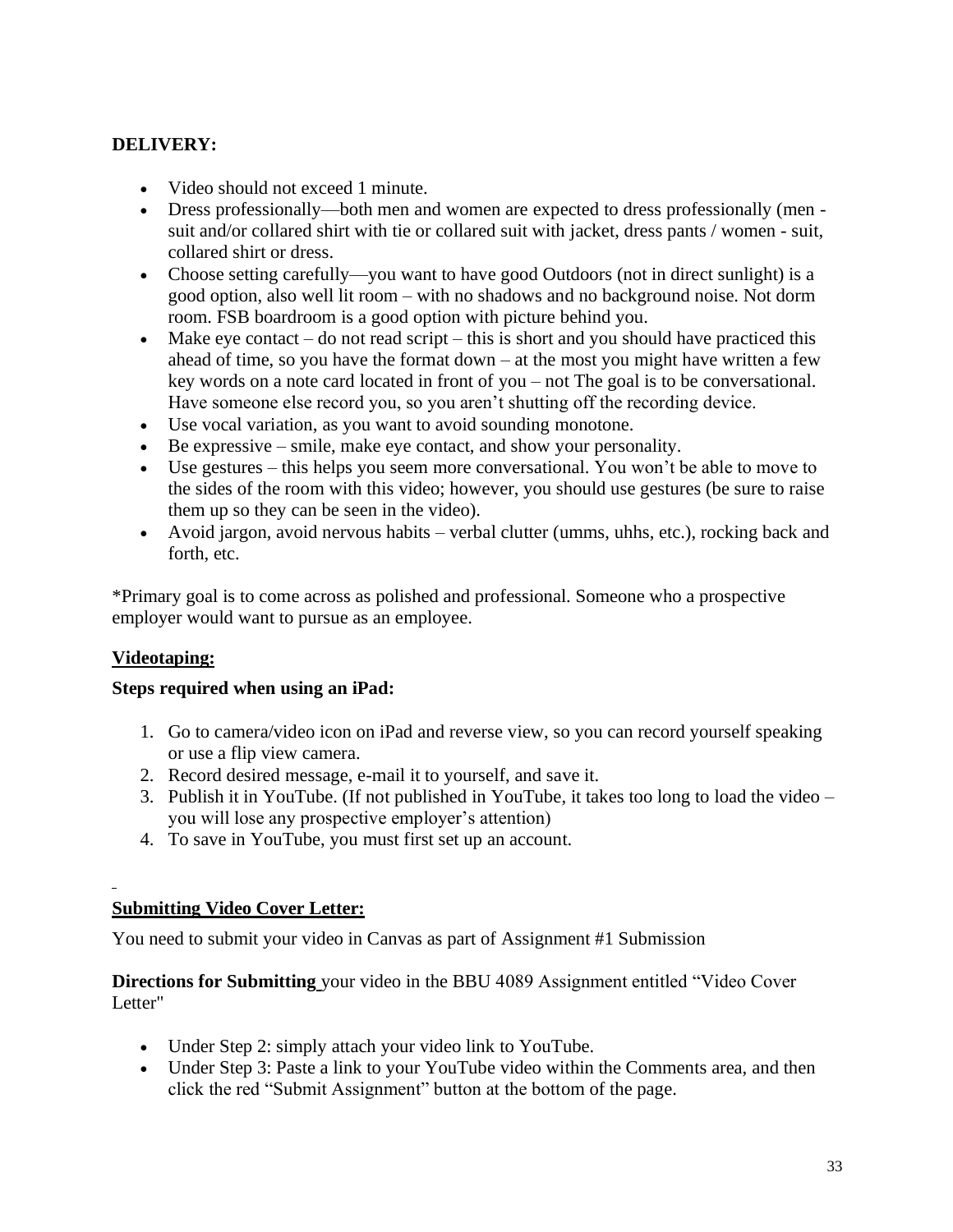**DELIVERY:**

- Video should not exceed 1 minute.
- Dress professionally—both men and women are expected to dress professionally (men - suit and/or collared shirt with tie or collared suit with jacket, dress pants / women - suit, collared shirt or dress.
- Choose setting carefully—you want to have good Outdoors (not in direct sunlight) is a good option, also well lit room – with no shadows and no background noise. Not dorm room. FSB boardroom is a good option with picture behind you.
- Make eye contact – do not read script – this is short and you should have practiced this ahead of time, so you have the format down – at the most you might have written a few key words on a note card located in front of you – not The goal is to be conversational. Have someone else record you, so you aren't shutting off the recording device.
- Use vocal variation, as you want to avoid sounding monotone.
- Be expressive – smile, make eye contact, and show your personality.
- Use gestures – this helps you seem more conversational. You won't be able to move to the sides of the room with this video; however, you should use gestures (be sure to raise them up so they can be seen in the video).
- Avoid jargon, avoid nervous habits – verbal clutter (umms, uhhs, etc.), rocking back and forth, etc.

*Primary goal is to come across as polished and professional. Someone who a prospective employer would want to pursue as an employee.

**Videotaping:**

**Steps required when using an iPad:**

1. Go to camera/video icon on iPad and reverse view, so you can record yourself speaking or use a flip view camera.
2. Record desired message, e-mail it to yourself, and save it.
3. Publish it in YouTube. (If not published in YouTube, it takes too long to load the video – you will lose any prospective employer's attention)
4. To save in YouTube, you must first set up an account.

**Submitting Video Cover Letter:**

You need to submit your video in Canvas as part of Assignment #1 Submission

**Directions for Submitting** your video in the BBU 4089 Assignment entitled "Video Cover Letter"

- Under Step 2: simply attach your video link to YouTube.
- Under Step 3: Paste a link to your YouTube video within the Comments area, and then click the red "Submit Assignment" button at the bottom of the page.